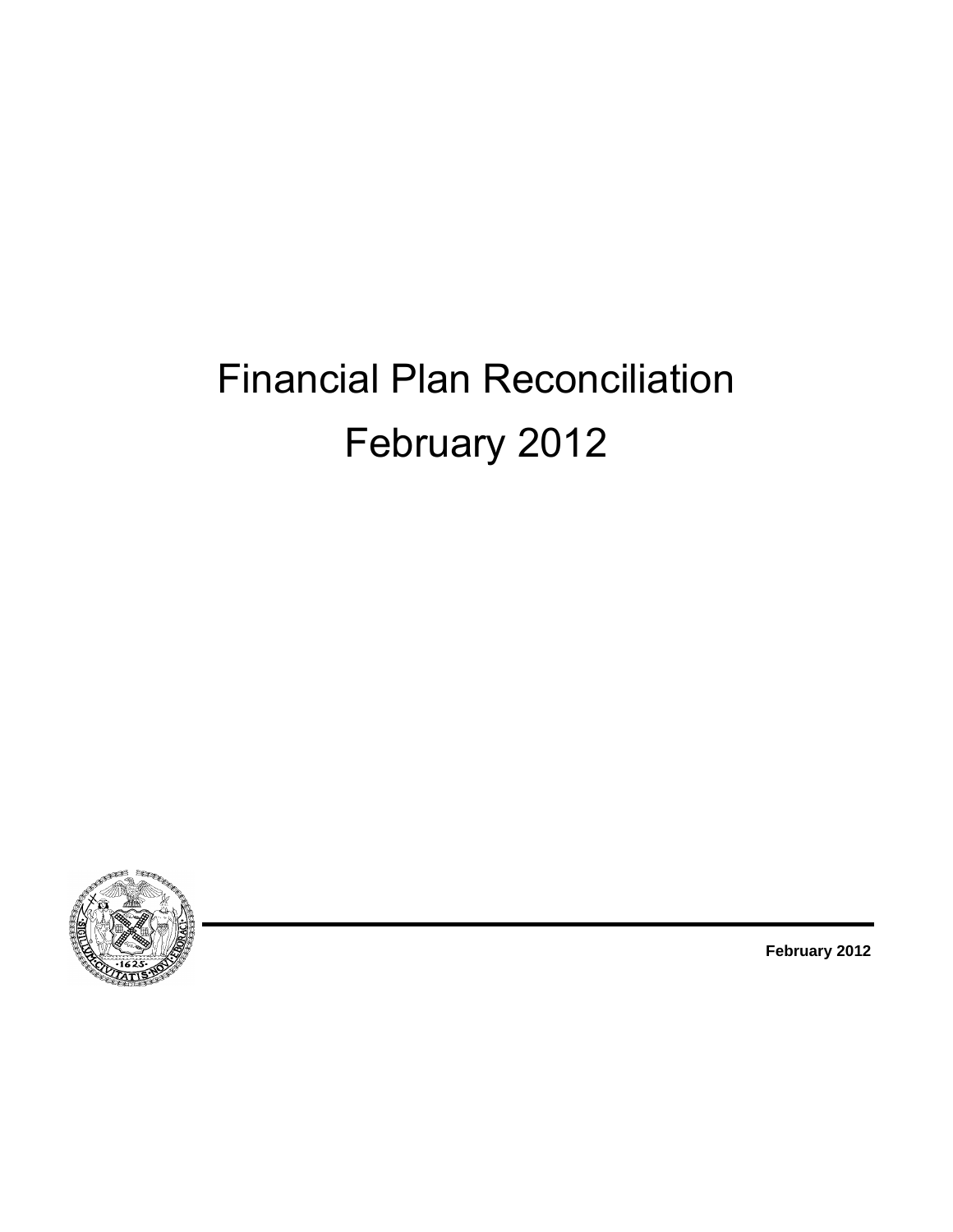# Financial Plan Reconciliation

# February 2012

**February 2012**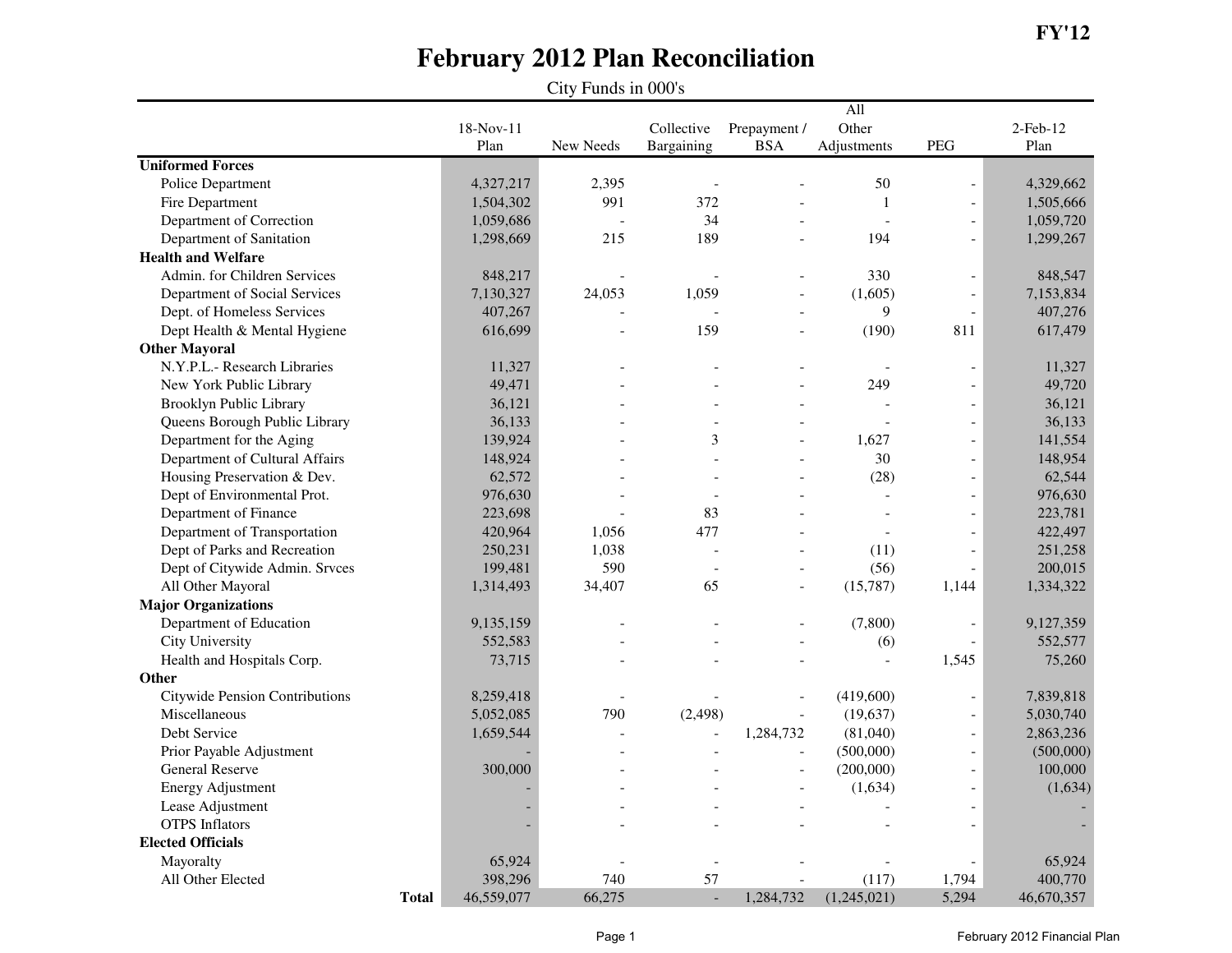FY'12

# February 2012 Plan Reconciliation

City Funds in 000's

| | 18-Nov-11 Plan | New Needs | Collective Bargaining | Prepayment / BSA | All Other Adjustments | PEG | 2-Feb-12 Plan |
|---|---|---|---|---|---|---|---|
| **Uniformed Forces** | | | | | | | |
| Police Department | 4,327,217 | 2,395 | - | - | 50 | - | 4,329,662 |
| Fire Department | 1,504,302 | 991 | 372 | - | 1 | - | 1,505,666 |
| Department of Correction | 1,059,686 | - | 34 | - | - | - | 1,059,720 |
| Department of Sanitation | 1,298,669 | 215 | 189 | - | 194 | - | 1,299,267 |
| **Health and Welfare** | | | | | | | |
| Admin. for Children Services | 848,217 | - | - | - | 330 | - | 848,547 |
| Department of Social Services | 7,130,327 | 24,053 | 1,059 | - | (1,605) | - | 7,153,834 |
| Dept. of Homeless Services | 407,267 | - | - | - | 9 | - | 407,276 |
| Dept Health & Mental Hygiene | 616,699 | - | 159 | - | (190) | 811 | 617,479 |
| **Other Mayoral** | | | | | | | |
| N.Y.P.L.- Research Libraries | 11,327 | - | - | - | - | - | 11,327 |
| New York Public Library | 49,471 | - | - | - | 249 | - | 49,720 |
| Brooklyn Public Library | 36,121 | - | - | - | - | - | 36,121 |
| Queens Borough Public Library | 36,133 | - | - | - | - | - | 36,133 |
| Department for the Aging | 139,924 | - | 3 | - | 1,627 | - | 141,554 |
| Department of Cultural Affairs | 148,924 | - | - | - | 30 | - | 148,954 |
| Housing Preservation & Dev. | 62,572 | - | - | - | (28) | - | 62,544 |
| Dept of Environmental Prot. | 976,630 | - | - | - | - | - | 976,630 |
| Department of Finance | 223,698 | - | 83 | - | - | - | 223,781 |
| Department of Transportation | 420,964 | 1,056 | 477 | - | - | - | 422,497 |
| Dept of Parks and Recreation | 250,231 | 1,038 | - | - | (11) | - | 251,258 |
| Dept of Citywide Admin. Srvces | 199,481 | 590 | - | - | (56) | - | 200,015 |
| All Other Mayoral | 1,314,493 | 34,407 | 65 | - | (15,787) | 1,144 | 1,334,322 |
| **Major Organizations** | | | | | | | |
| Department of Education | 9,135,159 | - | - | - | (7,800) | - | 9,127,359 |
| City University | 552,583 | - | - | - | (6) | - | 552,577 |
| Health and Hospitals Corp. | 73,715 | - | - | - | - | 1,545 | 75,260 |
| **Other** | | | | | | | |
| Citywide Pension Contributions | 8,259,418 | - | - | - | (419,600) | - | 7,839,818 |
| Miscellaneous | 5,052,085 | 790 | (2,498) | - | (19,637) | - | 5,030,740 |
| Debt Service | 1,659,544 | - | - | 1,284,732 | (81,040) | - | 2,863,236 |
| Prior Payable Adjustment | - | - | - | - | (500,000) | - | (500,000) |
| General Reserve | 300,000 | - | - | - | (200,000) | - | 100,000 |
| Energy Adjustment | - | - | - | - | (1,634) | - | (1,634) |
| Lease Adjustment | - | - | - | - | - | - | - |
| OTPS Inflators | - | - | - | - | - | - | - |
| **Elected Officials** | | | | | | | |
| Mayoralty | 65,924 | - | - | - | - | - | 65,924 |
| All Other Elected | 398,296 | 740 | 57 | - | (117) | 1,794 | 400,770 |
| **Total** | 46,559,077 | 66,275 | - | 1,284,732 | (1,245,021) | 5,294 | 46,670,357 |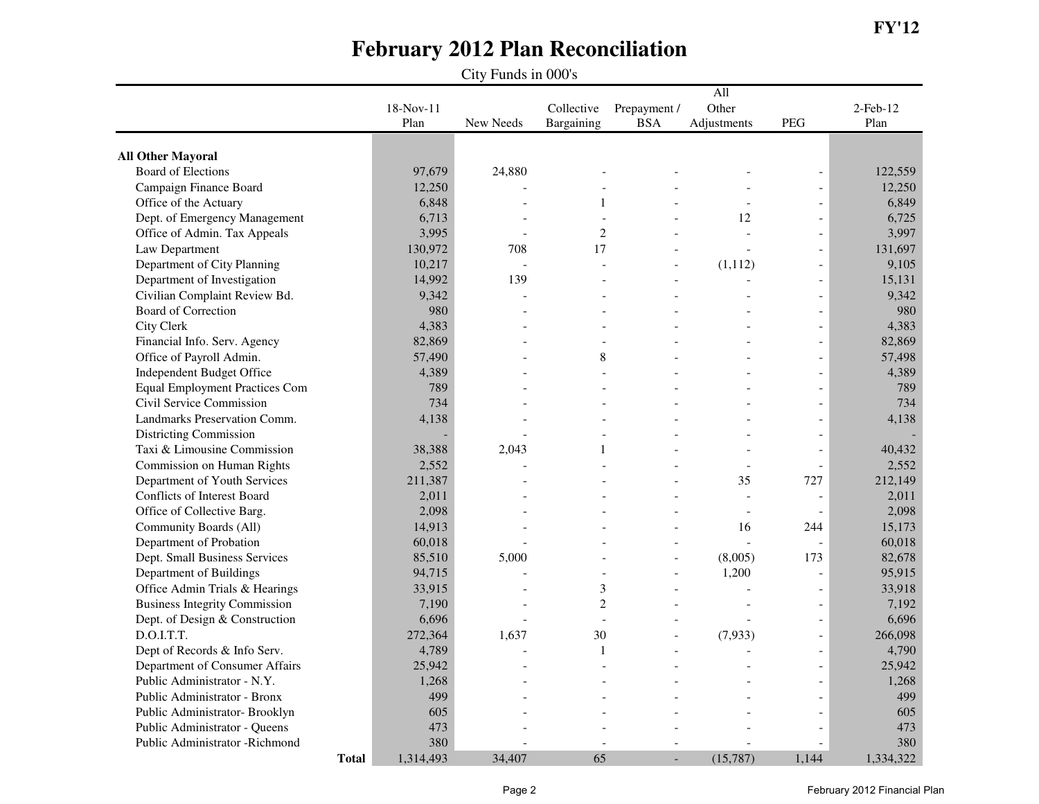FY'12

# February 2012 Plan Reconciliation

City Funds in 000's

| | 18-Nov-11 Plan | New Needs | Collective Bargaining | Prepayment / BSA | All Other Adjustments | PEG | 2-Feb-12 Plan |
|---|---|---|---|---|---|---|---|
| **All Other Mayoral** | | | | | | | |
| Board of Elections | 97,679 | 24,880 | - | - | - | - | 122,559 |
| Campaign Finance Board | 12,250 | - | - | - | - | - | 12,250 |
| Office of the Actuary | 6,848 | - | 1 | - | - | - | 6,849 |
| Dept. of Emergency Management | 6,713 | - | - | - | 12 | - | 6,725 |
| Office of Admin. Tax Appeals | 3,995 | - | 2 | - | - | - | 3,997 |
| Law Department | 130,972 | 708 | 17 | - | - | - | 131,697 |
| Department of City Planning | 10,217 | - | - | - | (1,112) | - | 9,105 |
| Department of Investigation | 14,992 | 139 | - | - | - | - | 15,131 |
| Civilian Complaint Review Bd. | 9,342 | - | - | - | - | - | 9,342 |
| Board of Correction | 980 | - | - | - | - | - | 980 |
| City Clerk | 4,383 | - | - | - | - | - | 4,383 |
| Financial Info. Serv. Agency | 82,869 | - | - | - | - | - | 82,869 |
| Office of Payroll Admin. | 57,490 | - | 8 | - | - | - | 57,498 |
| Independent Budget Office | 4,389 | - | - | - | - | - | 4,389 |
| Equal Employment Practices Com | 789 | - | - | - | - | - | 789 |
| Civil Service Commission | 734 | - | - | - | - | - | 734 |
| Landmarks Preservation Comm. | 4,138 | - | - | - | - | - | 4,138 |
| Districting Commission | - | - | - | - | - | - | - |
| Taxi & Limousine Commission | 38,388 | 2,043 | 1 | - | - | - | 40,432 |
| Commission on Human Rights | 2,552 | - | - | - | - | - | 2,552 |
| Department of Youth Services | 211,387 | - | - | - | 35 | 727 | 212,149 |
| Conflicts of Interest Board | 2,011 | - | - | - | - | - | 2,011 |
| Office of Collective Barg. | 2,098 | - | - | - | - | - | 2,098 |
| Community Boards (All) | 14,913 | - | - | - | 16 | 244 | 15,173 |
| Department of Probation | 60,018 | - | - | - | - | - | 60,018 |
| Dept. Small Business Services | 85,510 | 5,000 | - | - | (8,005) | 173 | 82,678 |
| Department of Buildings | 94,715 | - | - | - | 1,200 | - | 95,915 |
| Office Admin Trials & Hearings | 33,915 | - | 3 | - | - | - | 33,918 |
| Business Integrity Commission | 7,190 | - | 2 | - | - | - | 7,192 |
| Dept. of Design & Construction | 6,696 | - | - | - | - | - | 6,696 |
| D.O.I.T.T. | 272,364 | 1,637 | 30 | - | (7,933) | - | 266,098 |
| Dept of Records & Info Serv. | 4,789 | - | 1 | - | - | - | 4,790 |
| Department of Consumer Affairs | 25,942 | - | - | - | - | - | 25,942 |
| Public Administrator - N.Y. | 1,268 | - | - | - | - | - | 1,268 |
| Public Administrator - Bronx | 499 | - | - | - | - | - | 499 |
| Public Administrator- Brooklyn | 605 | - | - | - | - | - | 605 |
| Public Administrator - Queens | 473 | - | - | - | - | - | 473 |
| Public Administrator -Richmond | 380 | - | - | - | - | - | 380 |
| **Total** | 1,314,493 | 34,407 | 65 | - | (15,787) | 1,144 | 1,334,322 |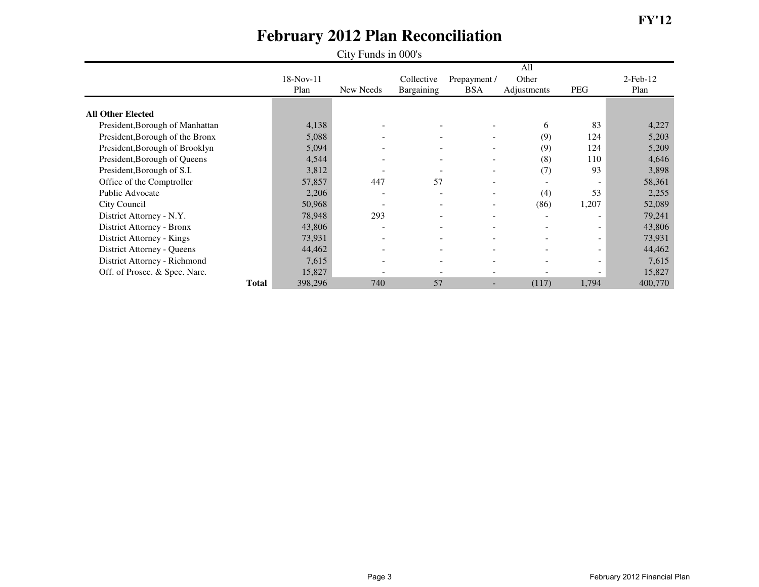FY'12

# February 2012 Plan Reconciliation

City Funds in 000's

| | 18-Nov-11 Plan | New Needs | Collective Bargaining | Prepayment / BSA | All Other Adjustments | PEG | 2-Feb-12 Plan |
|---|---|---|---|---|---|---|---|
| **All Other Elected** | | | | | | | |
| President,Borough of Manhattan | 4,138 | - | - | - | 6 | 83 | 4,227 |
| President,Borough of the Bronx | 5,088 | - | - | - | (9) | 124 | 5,203 |
| President,Borough of Brooklyn | 5,094 | - | - | - | (9) | 124 | 5,209 |
| President,Borough of Queens | 4,544 | - | - | - | (8) | 110 | 4,646 |
| President,Borough of S.I. | 3,812 | - | - | - | (7) | 93 | 3,898 |
| Office of the Comptroller | 57,857 | 447 | 57 | - | - | - | 58,361 |
| Public Advocate | 2,206 | - | - | - | (4) | 53 | 2,255 |
| City Council | 50,968 | - | - | - | (86) | 1,207 | 52,089 |
| District Attorney - N.Y. | 78,948 | 293 | - | - | - | - | 79,241 |
| District Attorney - Bronx | 43,806 | - | - | - | - | - | 43,806 |
| District Attorney - Kings | 73,931 | - | - | - | - | - | 73,931 |
| District Attorney - Queens | 44,462 | - | - | - | - | - | 44,462 |
| District Attorney - Richmond | 7,615 | - | - | - | - | - | 7,615 |
| Off. of Prosec. & Spec. Narc. | 15,827 | - | - | - | - | - | 15,827 |
| **Total** | 398,296 | 740 | 57 | - | (117) | 1,794 | 400,770 |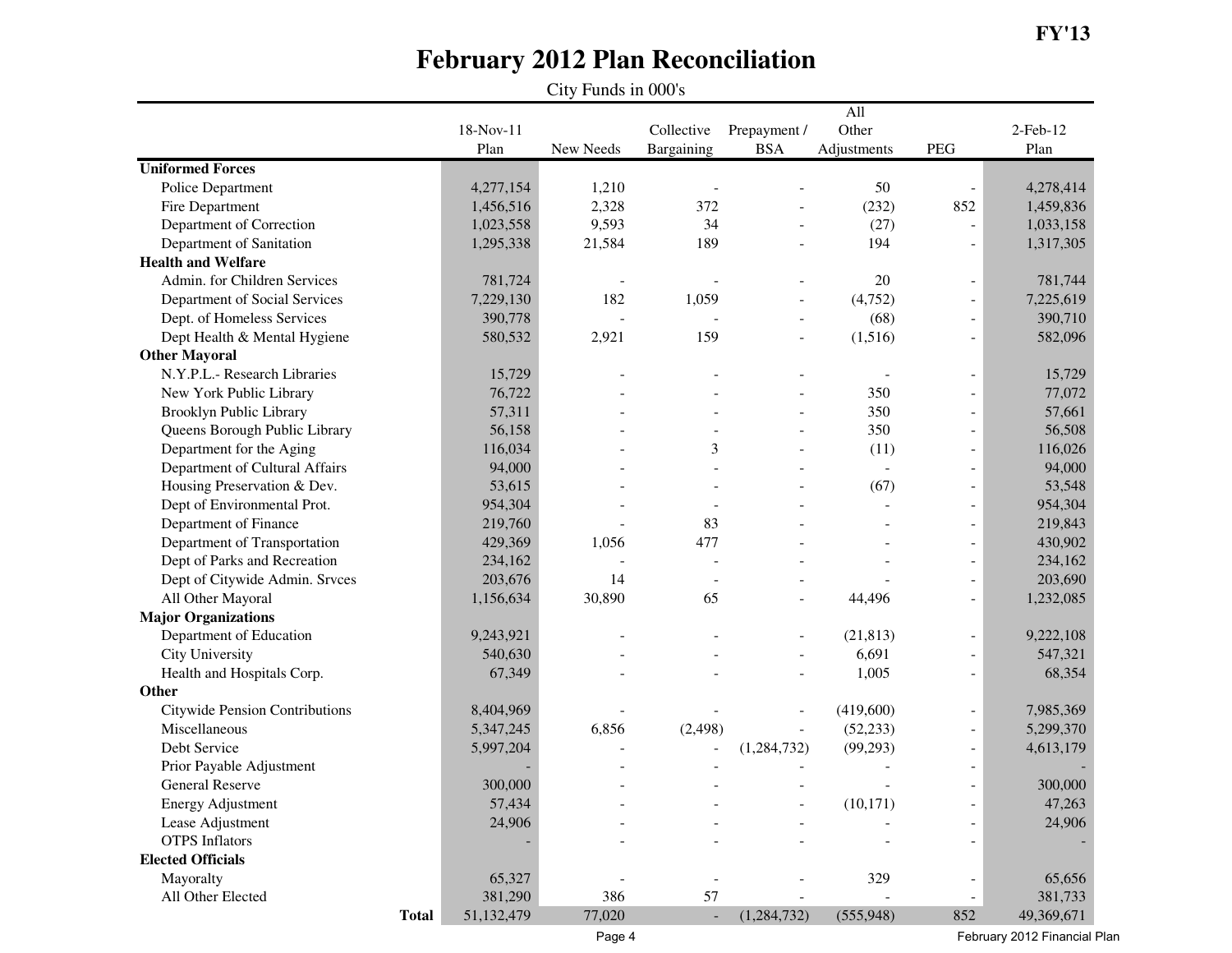FY'13

# February 2012 Plan Reconciliation

City Funds in 000's

| | 18-Nov-11 Plan | New Needs | Collective Bargaining | Prepayment / BSA | All Other Adjustments | PEG | 2-Feb-12 Plan |
|---|---|---|---|---|---|---|---|
| **Uniformed Forces** | | | | | | | |
| Police Department | 4,277,154 | 1,210 | - | - | 50 | - | 4,278,414 |
| Fire Department | 1,456,516 | 2,328 | 372 | - | (232) | 852 | 1,459,836 |
| Department of Correction | 1,023,558 | 9,593 | 34 | - | (27) | - | 1,033,158 |
| Department of Sanitation | 1,295,338 | 21,584 | 189 | - | 194 | - | 1,317,305 |
| **Health and Welfare** | | | | | | | |
| Admin. for Children Services | 781,724 | - | - | - | 20 | - | 781,744 |
| Department of Social Services | 7,229,130 | 182 | 1,059 | - | (4,752) | - | 7,225,619 |
| Dept. of Homeless Services | 390,778 | - | - | - | (68) | - | 390,710 |
| Dept Health & Mental Hygiene | 580,532 | 2,921 | 159 | - | (1,516) | - | 582,096 |
| **Other Mayoral** | | | | | | | |
| N.Y.P.L.- Research Libraries | 15,729 | - | - | - | - | - | 15,729 |
| New York Public Library | 76,722 | - | - | - | 350 | - | 77,072 |
| Brooklyn Public Library | 57,311 | - | - | - | 350 | - | 57,661 |
| Queens Borough Public Library | 56,158 | - | - | - | 350 | - | 56,508 |
| Department for the Aging | 116,034 | - | 3 | - | (11) | - | 116,026 |
| Department of Cultural Affairs | 94,000 | - | - | - | - | - | 94,000 |
| Housing Preservation & Dev. | 53,615 | - | - | - | (67) | - | 53,548 |
| Dept of Environmental Prot. | 954,304 | - | - | - | - | - | 954,304 |
| Department of Finance | 219,760 | - | 83 | - | - | - | 219,843 |
| Department of Transportation | 429,369 | 1,056 | 477 | - | - | - | 430,902 |
| Dept of Parks and Recreation | 234,162 | - | - | - | - | - | 234,162 |
| Dept of Citywide Admin. Srvces | 203,676 | 14 | - | - | - | - | 203,690 |
| All Other Mayoral | 1,156,634 | 30,890 | 65 | - | 44,496 | - | 1,232,085 |
| **Major Organizations** | | | | | | | |
| Department of Education | 9,243,921 | - | - | - | (21,813) | - | 9,222,108 |
| City University | 540,630 | - | - | - | 6,691 | - | 547,321 |
| Health and Hospitals Corp. | 67,349 | - | - | - | 1,005 | - | 68,354 |
| **Other** | | | | | | | |
| Citywide Pension Contributions | 8,404,969 | - | - | - | (419,600) | - | 7,985,369 |
| Miscellaneous | 5,347,245 | 6,856 | (2,498) | - | (52,233) | - | 5,299,370 |
| Debt Service | 5,997,204 | - | - | (1,284,732) | (99,293) | - | 4,613,179 |
| Prior Payable Adjustment | - | - | - | - | - | - | - |
| General Reserve | 300,000 | - | - | - | - | - | 300,000 |
| Energy Adjustment | 57,434 | - | - | - | (10,171) | - | 47,263 |
| Lease Adjustment | 24,906 | - | - | - | - | - | 24,906 |
| OTPS Inflators | - | - | - | - | - | - | - |
| **Elected Officials** | | | | | | | |
| Mayoralty | 65,327 | - | - | - | 329 | - | 65,656 |
| All Other Elected | 381,290 | 386 | 57 | - | - | - | 381,733 |
| **Total** | 51,132,479 | 77,020 | - | (1,284,732) | (555,948) | 852 | 49,369,671 |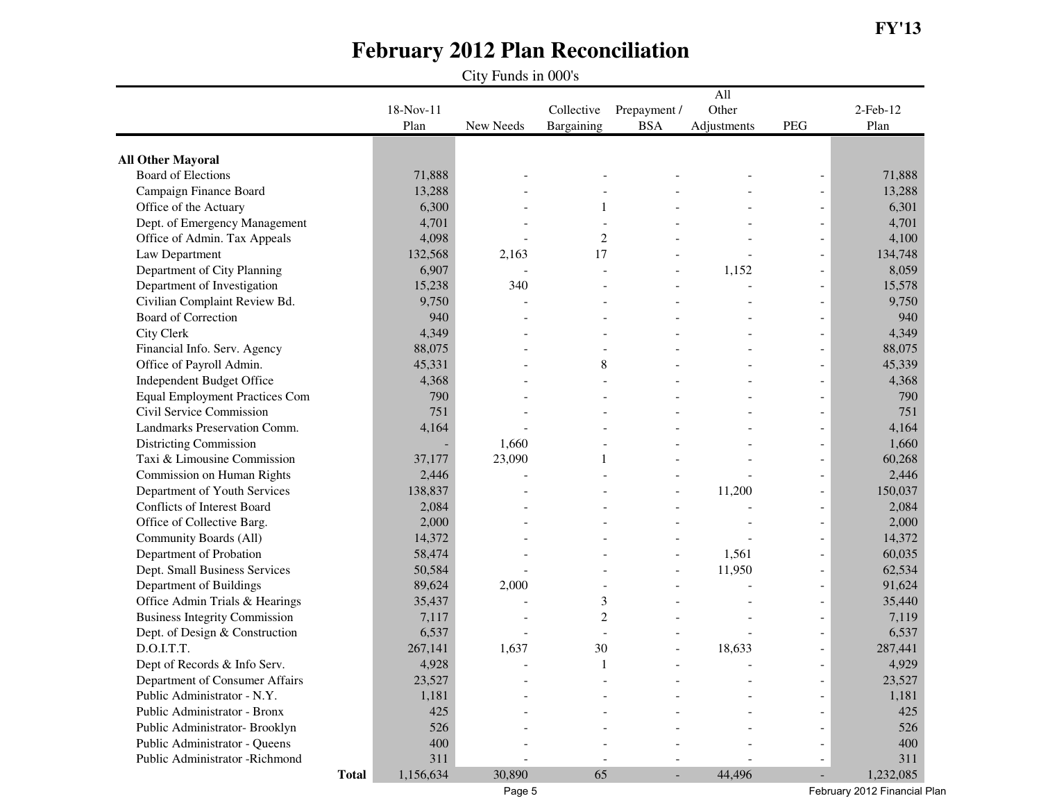**FY'13**

# February 2012 Plan Reconciliation

City Funds in 000's

| | 18-Nov-11 Plan | New Needs | Collective Bargaining | Prepayment / BSA | All Other Adjustments | PEG | 2-Feb-12 Plan |
|---|---|---|---|---|---|---|---|
| **All Other Mayoral** | | | | | | | |
| Board of Elections | 71,888 | - | - | - | - | - | 71,888 |
| Campaign Finance Board | 13,288 | - | - | - | - | - | 13,288 |
| Office of the Actuary | 6,300 | - | 1 | - | - | - | 6,301 |
| Dept. of Emergency Management | 4,701 | - | - | - | - | - | 4,701 |
| Office of Admin. Tax Appeals | 4,098 | - | 2 | - | - | - | 4,100 |
| Law Department | 132,568 | 2,163 | 17 | - | - | - | 134,748 |
| Department of City Planning | 6,907 | - | - | - | 1,152 | - | 8,059 |
| Department of Investigation | 15,238 | 340 | - | - | - | - | 15,578 |
| Civilian Complaint Review Bd. | 9,750 | - | - | - | - | - | 9,750 |
| Board of Correction | 940 | - | - | - | - | - | 940 |
| City Clerk | 4,349 | - | - | - | - | - | 4,349 |
| Financial Info. Serv. Agency | 88,075 | - | - | - | - | - | 88,075 |
| Office of Payroll Admin. | 45,331 | - | 8 | - | - | - | 45,339 |
| Independent Budget Office | 4,368 | - | - | - | - | - | 4,368 |
| Equal Employment Practices Com | 790 | - | - | - | - | - | 790 |
| Civil Service Commission | 751 | - | - | - | - | - | 751 |
| Landmarks Preservation Comm. | 4,164 | - | - | - | - | - | 4,164 |
| Districting Commission | - | 1,660 | - | - | - | - | 1,660 |
| Taxi & Limousine Commission | 37,177 | 23,090 | 1 | - | - | - | 60,268 |
| Commission on Human Rights | 2,446 | - | - | - | - | - | 2,446 |
| Department of Youth Services | 138,837 | - | - | - | 11,200 | - | 150,037 |
| Conflicts of Interest Board | 2,084 | - | - | - | - | - | 2,084 |
| Office of Collective Barg. | 2,000 | - | - | - | - | - | 2,000 |
| Community Boards (All) | 14,372 | - | - | - | - | - | 14,372 |
| Department of Probation | 58,474 | - | - | - | 1,561 | - | 60,035 |
| Dept. Small Business Services | 50,584 | - | - | - | 11,950 | - | 62,534 |
| Department of Buildings | 89,624 | 2,000 | - | - | - | - | 91,624 |
| Office Admin Trials & Hearings | 35,437 | - | 3 | - | - | - | 35,440 |
| Business Integrity Commission | 7,117 | - | 2 | - | - | - | 7,119 |
| Dept. of Design & Construction | 6,537 | - | - | - | - | - | 6,537 |
| D.O.I.T.T. | 267,141 | 1,637 | 30 | - | 18,633 | - | 287,441 |
| Dept of Records & Info Serv. | 4,928 | - | 1 | - | - | - | 4,929 |
| Department of Consumer Affairs | 23,527 | - | - | - | - | - | 23,527 |
| Public Administrator - N.Y. | 1,181 | - | - | - | - | - | 1,181 |
| Public Administrator - Bronx | 425 | - | - | - | - | - | 425 |
| Public Administrator- Brooklyn | 526 | - | - | - | - | - | 526 |
| Public Administrator - Queens | 400 | - | - | - | - | - | 400 |
| Public Administrator -Richmond | 311 | - | - | - | - | - | 311 |
| **Total** | 1,156,634 | 30,890 | 65 | - | 44,496 | - | 1,232,085 |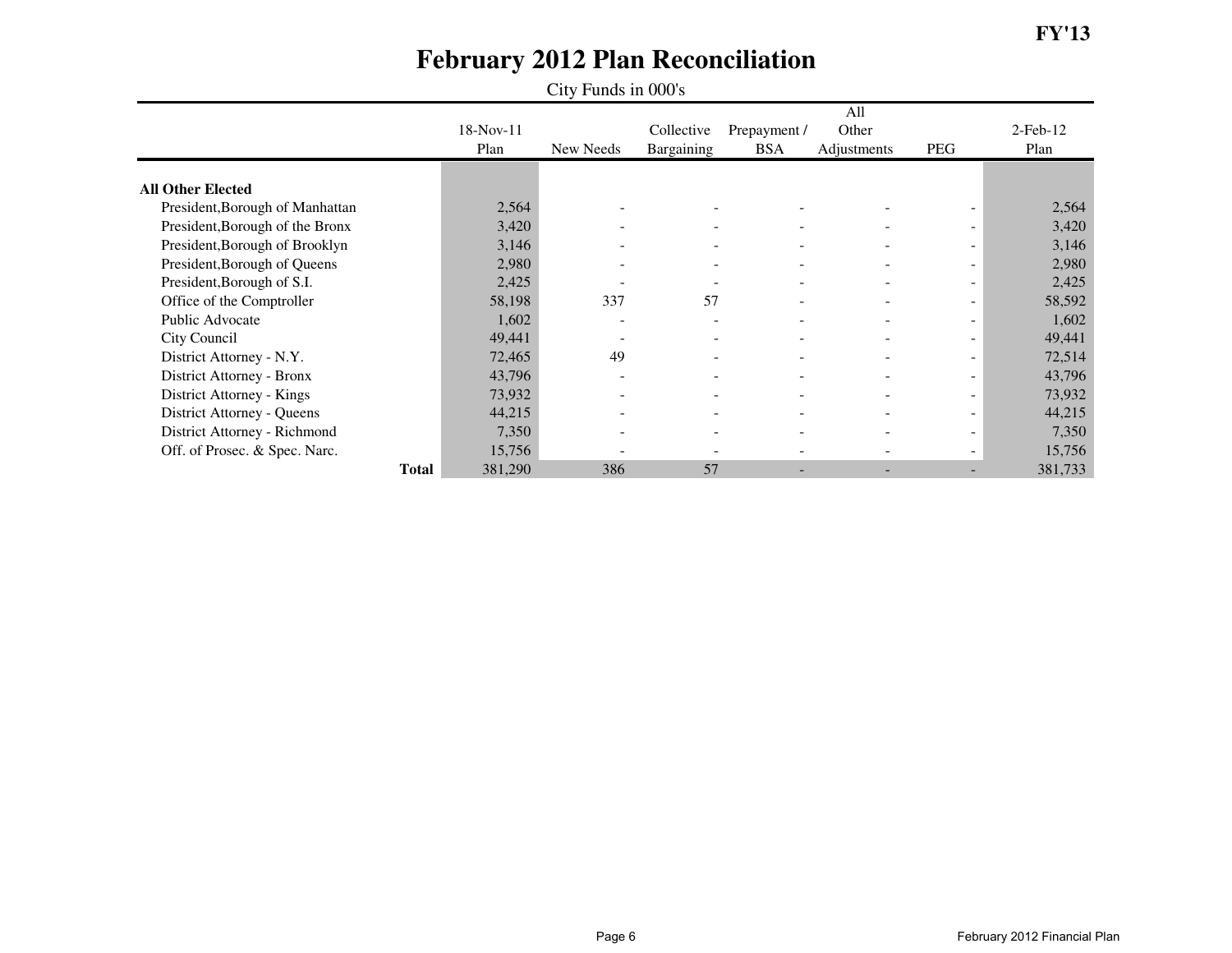FY'13

# February 2012 Plan Reconciliation

City Funds in 000's

| | 18-Nov-11 Plan | New Needs | Collective Bargaining | Prepayment / BSA | All Other Adjustments | PEG | 2-Feb-12 Plan |
|---|---|---|---|---|---|---|---|
| **All Other Elected** | | | | | | | |
| President,Borough of Manhattan | 2,564 | - | - | - | - | - | 2,564 |
| President,Borough of the Bronx | 3,420 | - | - | - | - | - | 3,420 |
| President,Borough of Brooklyn | 3,146 | - | - | - | - | - | 3,146 |
| President,Borough of Queens | 2,980 | - | - | - | - | - | 2,980 |
| President,Borough of S.I. | 2,425 | - | - | - | - | - | 2,425 |
| Office of the Comptroller | 58,198 | 337 | 57 | - | - | - | 58,592 |
| Public Advocate | 1,602 | - | - | - | - | - | 1,602 |
| City Council | 49,441 | - | - | - | - | - | 49,441 |
| District Attorney - N.Y. | 72,465 | 49 | - | - | - | - | 72,514 |
| District Attorney - Bronx | 43,796 | - | - | - | - | - | 43,796 |
| District Attorney - Kings | 73,932 | - | - | - | - | - | 73,932 |
| District Attorney - Queens | 44,215 | - | - | - | - | - | 44,215 |
| District Attorney - Richmond | 7,350 | - | - | - | - | - | 7,350 |
| Off. of Prosec. & Spec. Narc. | 15,756 | - | - | - | - | - | 15,756 |
| **Total** | 381,290 | 386 | 57 | - | - | - | 381,733 |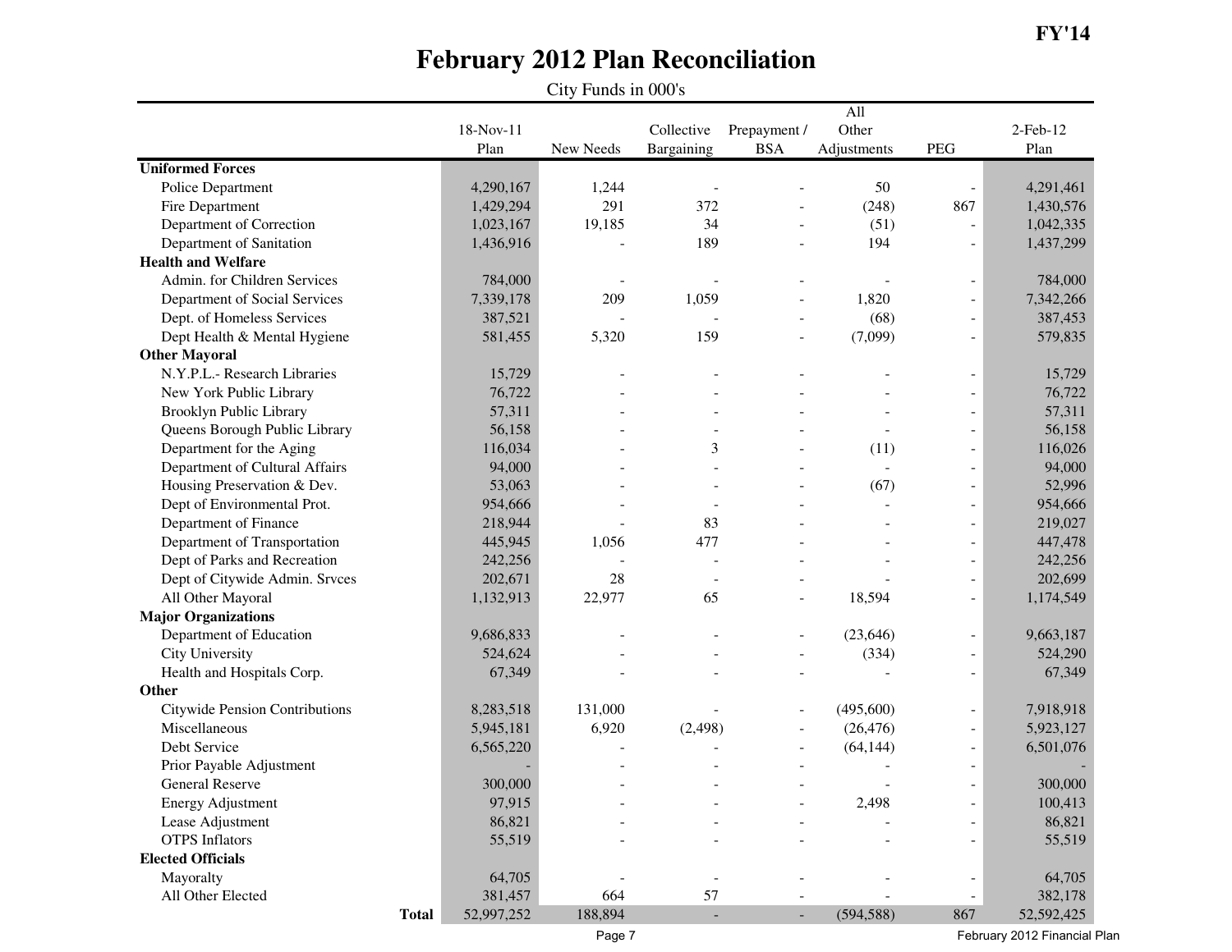FY'14

# February 2012 Plan Reconciliation

City Funds in 000's

| | 18-Nov-11 Plan | New Needs | Collective Bargaining | Prepayment / BSA | All Other Adjustments | PEG | 2-Feb-12 Plan |
|---|---|---|---|---|---|---|---|
| **Uniformed Forces** | | | | | | | |
| Police Department | 4,290,167 | 1,244 | - | - | 50 | - | 4,291,461 |
| Fire Department | 1,429,294 | 291 | 372 | - | (248) | 867 | 1,430,576 |
| Department of Correction | 1,023,167 | 19,185 | 34 | - | (51) | - | 1,042,335 |
| Department of Sanitation | 1,436,916 | - | 189 | - | 194 | - | 1,437,299 |
| **Health and Welfare** | | | | | | | |
| Admin. for Children Services | 784,000 | - | - | - | - | - | 784,000 |
| Department of Social Services | 7,339,178 | 209 | 1,059 | - | 1,820 | - | 7,342,266 |
| Dept. of Homeless Services | 387,521 | - | - | - | (68) | - | 387,453 |
| Dept Health & Mental Hygiene | 581,455 | 5,320 | 159 | - | (7,099) | - | 579,835 |
| **Other Mayoral** | | | | | | | |
| N.Y.P.L.- Research Libraries | 15,729 | - | - | - | - | - | 15,729 |
| New York Public Library | 76,722 | - | - | - | - | - | 76,722 |
| Brooklyn Public Library | 57,311 | - | - | - | - | - | 57,311 |
| Queens Borough Public Library | 56,158 | - | - | - | - | - | 56,158 |
| Department for the Aging | 116,034 | - | 3 | - | (11) | - | 116,026 |
| Department of Cultural Affairs | 94,000 | - | - | - | - | - | 94,000 |
| Housing Preservation & Dev. | 53,063 | - | - | - | (67) | - | 52,996 |
| Dept of Environmental Prot. | 954,666 | - | - | - | - | - | 954,666 |
| Department of Finance | 218,944 | - | 83 | - | - | - | 219,027 |
| Department of Transportation | 445,945 | 1,056 | 477 | - | - | - | 447,478 |
| Dept of Parks and Recreation | 242,256 | - | - | - | - | - | 242,256 |
| Dept of Citywide Admin. Srvces | 202,671 | 28 | - | - | - | - | 202,699 |
| All Other Mayoral | 1,132,913 | 22,977 | 65 | - | 18,594 | - | 1,174,549 |
| **Major Organizations** | | | | | | | |
| Department of Education | 9,686,833 | - | - | - | (23,646) | - | 9,663,187 |
| City University | 524,624 | - | - | - | (334) | - | 524,290 |
| Health and Hospitals Corp. | 67,349 | - | - | - | - | - | 67,349 |
| **Other** | | | | | | | |
| Citywide Pension Contributions | 8,283,518 | 131,000 | - | - | (495,600) | - | 7,918,918 |
| Miscellaneous | 5,945,181 | 6,920 | (2,498) | - | (26,476) | - | 5,923,127 |
| Debt Service | 6,565,220 | - | - | - | (64,144) | - | 6,501,076 |
| Prior Payable Adjustment | - | - | - | - | - | - | - |
| General Reserve | 300,000 | - | - | - | - | - | 300,000 |
| Energy Adjustment | 97,915 | - | - | - | 2,498 | - | 100,413 |
| Lease Adjustment | 86,821 | - | - | - | - | - | 86,821 |
| OTPS Inflators | 55,519 | - | - | - | - | - | 55,519 |
| **Elected Officials** | | | | | | | |
| Mayoralty | 64,705 | - | - | - | - | - | 64,705 |
| All Other Elected | 381,457 | 664 | 57 | - | - | - | 382,178 |
| **Total** | 52,997,252 | 188,894 | - | - | (594,588) | 867 | 52,592,425 |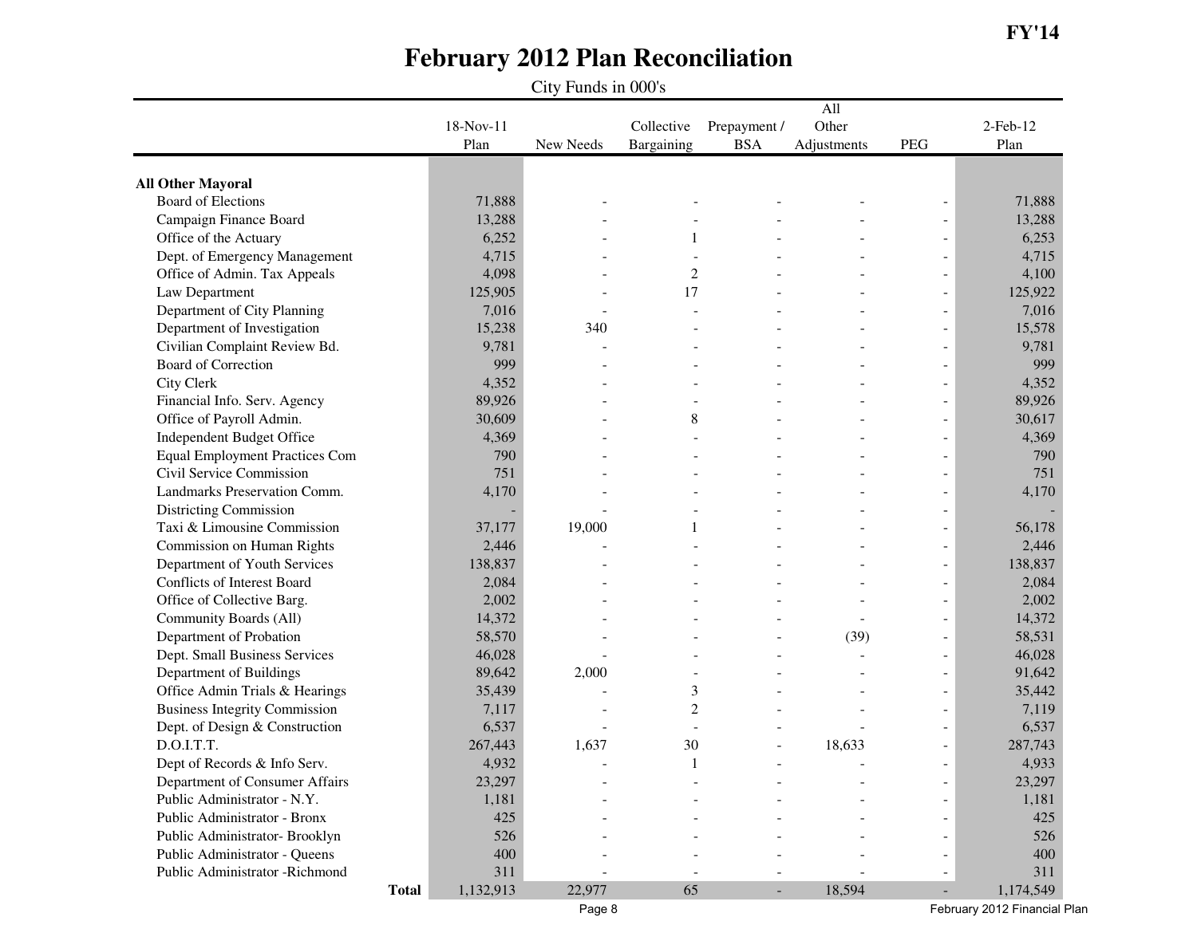FY'14

# February 2012 Plan Reconciliation

City Funds in 000's

| | 18-Nov-11 Plan | New Needs | Collective Bargaining | Prepayment / BSA | All Other Adjustments | PEG | 2-Feb-12 Plan |
|---|---|---|---|---|---|---|---|
| **All Other Mayoral** | | | | | | | |
| Board of Elections | 71,888 | - | - | - | - | - | 71,888 |
| Campaign Finance Board | 13,288 | - | - | - | - | - | 13,288 |
| Office of the Actuary | 6,252 | - | 1 | - | - | - | 6,253 |
| Dept. of Emergency Management | 4,715 | - | - | - | - | - | 4,715 |
| Office of Admin. Tax Appeals | 4,098 | - | 2 | - | - | - | 4,100 |
| Law Department | 125,905 | - | 17 | - | - | - | 125,922 |
| Department of City Planning | 7,016 | - | - | - | - | - | 7,016 |
| Department of Investigation | 15,238 | 340 | - | - | - | - | 15,578 |
| Civilian Complaint Review Bd. | 9,781 | - | - | - | - | - | 9,781 |
| Board of Correction | 999 | - | - | - | - | - | 999 |
| City Clerk | 4,352 | - | - | - | - | - | 4,352 |
| Financial Info. Serv. Agency | 89,926 | - | - | - | - | - | 89,926 |
| Office of Payroll Admin. | 30,609 | - | 8 | - | - | - | 30,617 |
| Independent Budget Office | 4,369 | - | - | - | - | - | 4,369 |
| Equal Employment Practices Com | 790 | - | - | - | - | - | 790 |
| Civil Service Commission | 751 | - | - | - | - | - | 751 |
| Landmarks Preservation Comm. | 4,170 | - | - | - | - | - | 4,170 |
| Districting Commission | - | - | - | - | - | - | - |
| Taxi & Limousine Commission | 37,177 | 19,000 | 1 | - | - | - | 56,178 |
| Commission on Human Rights | 2,446 | - | - | - | - | - | 2,446 |
| Department of Youth Services | 138,837 | - | - | - | - | - | 138,837 |
| Conflicts of Interest Board | 2,084 | - | - | - | - | - | 2,084 |
| Office of Collective Barg. | 2,002 | - | - | - | - | - | 2,002 |
| Community Boards (All) | 14,372 | - | - | - | - | - | 14,372 |
| Department of Probation | 58,570 | - | - | - | (39) | - | 58,531 |
| Dept. Small Business Services | 46,028 | - | - | - | - | - | 46,028 |
| Department of Buildings | 89,642 | 2,000 | - | - | - | - | 91,642 |
| Office Admin Trials & Hearings | 35,439 | - | 3 | - | - | - | 35,442 |
| Business Integrity Commission | 7,117 | - | 2 | - | - | - | 7,119 |
| Dept. of Design & Construction | 6,537 | - | - | - | - | - | 6,537 |
| D.O.I.T.T. | 267,443 | 1,637 | 30 | - | 18,633 | - | 287,743 |
| Dept of Records & Info Serv. | 4,932 | - | 1 | - | - | - | 4,933 |
| Department of Consumer Affairs | 23,297 | - | - | - | - | - | 23,297 |
| Public Administrator - N.Y. | 1,181 | - | - | - | - | - | 1,181 |
| Public Administrator - Bronx | 425 | - | - | - | - | - | 425 |
| Public Administrator- Brooklyn | 526 | - | - | - | - | - | 526 |
| Public Administrator - Queens | 400 | - | - | - | - | - | 400 |
| Public Administrator -Richmond | 311 | - | - | - | - | - | 311 |
| **Total** | 1,132,913 | 22,977 | 65 | - | 18,594 | - | 1,174,549 |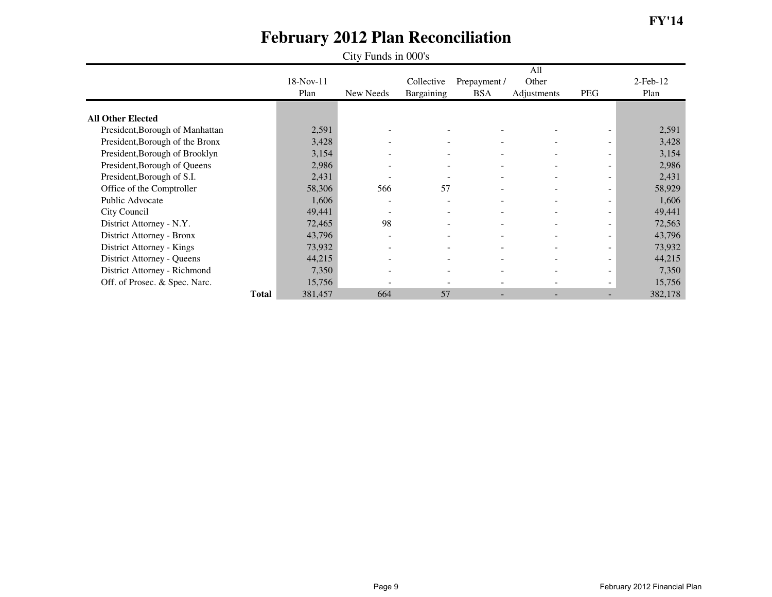**FY'14**

# February 2012 Plan Reconciliation

City Funds in 000's

| | 18-Nov-11 Plan | New Needs | Collective Bargaining | Prepayment / BSA | All Other Adjustments | PEG | 2-Feb-12 Plan |
|---|---|---|---|---|---|---|---|
| **All Other Elected** | | | | | | | |
| President,Borough of Manhattan | 2,591 | - | - | - | - | - | 2,591 |
| President,Borough of the Bronx | 3,428 | - | - | - | - | - | 3,428 |
| President,Borough of Brooklyn | 3,154 | - | - | - | - | - | 3,154 |
| President,Borough of Queens | 2,986 | - | - | - | - | - | 2,986 |
| President,Borough of S.I. | 2,431 | - | - | - | - | - | 2,431 |
| Office of the Comptroller | 58,306 | 566 | 57 | - | - | - | 58,929 |
| Public Advocate | 1,606 | - | - | - | - | - | 1,606 |
| City Council | 49,441 | - | - | - | - | - | 49,441 |
| District Attorney - N.Y. | 72,465 | 98 | - | - | - | - | 72,563 |
| District Attorney - Bronx | 43,796 | - | - | - | - | - | 43,796 |
| District Attorney - Kings | 73,932 | - | - | - | - | - | 73,932 |
| District Attorney - Queens | 44,215 | - | - | - | - | - | 44,215 |
| District Attorney - Richmond | 7,350 | - | - | - | - | - | 7,350 |
| Off. of Prosec. & Spec. Narc. | 15,756 | - | - | - | - | - | 15,756 |
| **Total** | 381,457 | 664 | 57 | - | - | - | 382,178 |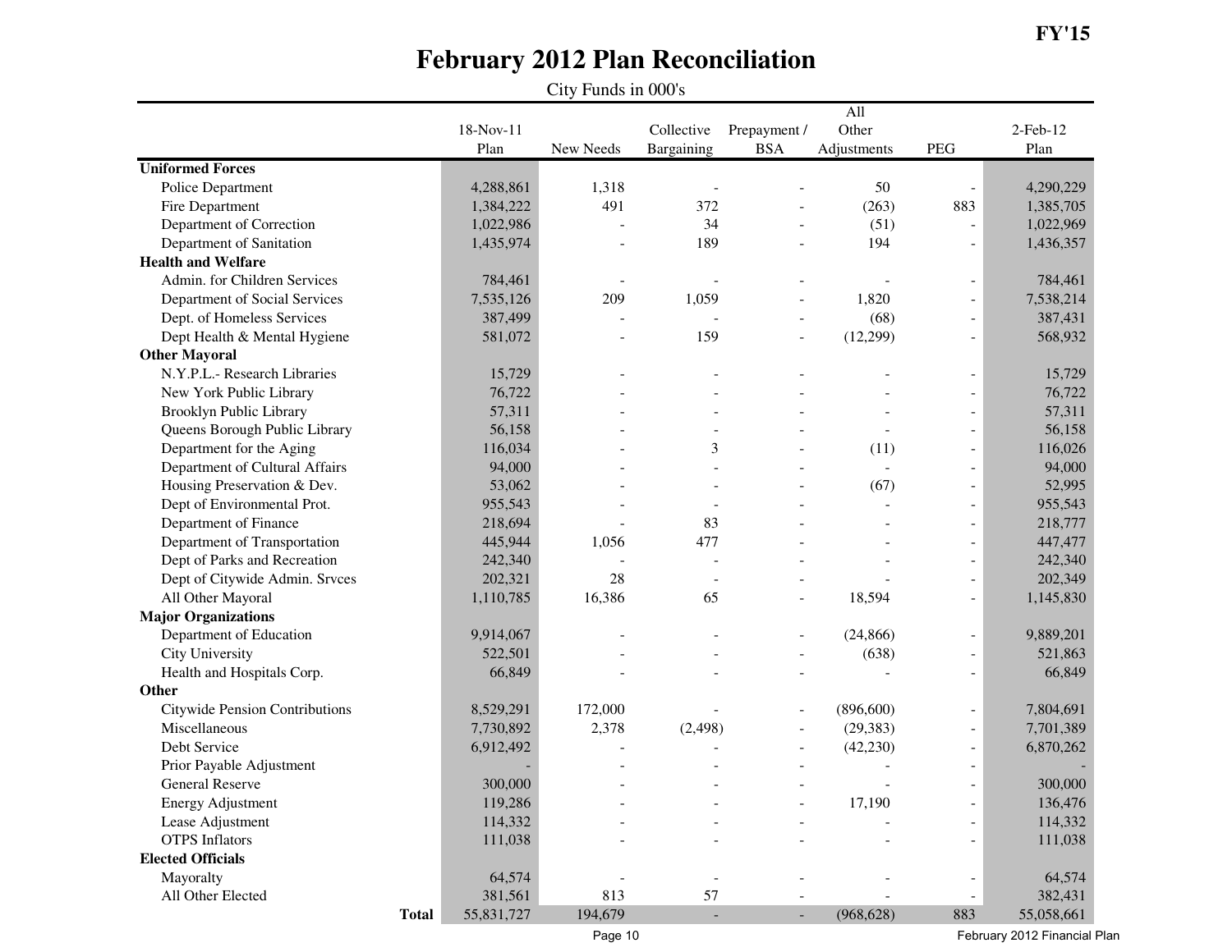FY'15

# February 2012 Plan Reconciliation

City Funds in 000's

| | 18-Nov-11 Plan | New Needs | Collective Bargaining | Prepayment / BSA | All Other Adjustments | PEG | 2-Feb-12 Plan |
|---|---|---|---|---|---|---|---|
| **Uniformed Forces** | | | | | | | |
| Police Department | 4,288,861 | 1,318 | - | - | 50 | - | 4,290,229 |
| Fire Department | 1,384,222 | 491 | 372 | - | (263) | 883 | 1,385,705 |
| Department of Correction | 1,022,986 | - | 34 | - | (51) | - | 1,022,969 |
| Department of Sanitation | 1,435,974 | - | 189 | - | 194 | - | 1,436,357 |
| **Health and Welfare** | | | | | | | |
| Admin. for Children Services | 784,461 | - | - | - | - | - | 784,461 |
| Department of Social Services | 7,535,126 | 209 | 1,059 | - | 1,820 | - | 7,538,214 |
| Dept. of Homeless Services | 387,499 | - | - | - | (68) | - | 387,431 |
| Dept Health & Mental Hygiene | 581,072 | - | 159 | - | (12,299) | - | 568,932 |
| **Other Mayoral** | | | | | | | |
| N.Y.P.L.- Research Libraries | 15,729 | - | - | - | - | - | 15,729 |
| New York Public Library | 76,722 | - | - | - | - | - | 76,722 |
| Brooklyn Public Library | 57,311 | - | - | - | - | - | 57,311 |
| Queens Borough Public Library | 56,158 | - | - | - | - | - | 56,158 |
| Department for the Aging | 116,034 | - | 3 | - | (11) | - | 116,026 |
| Department of Cultural Affairs | 94,000 | - | - | - | - | - | 94,000 |
| Housing Preservation & Dev. | 53,062 | - | - | - | (67) | - | 52,995 |
| Dept of Environmental Prot. | 955,543 | - | - | - | - | - | 955,543 |
| Department of Finance | 218,694 | - | 83 | - | - | - | 218,777 |
| Department of Transportation | 445,944 | 1,056 | 477 | - | - | - | 447,477 |
| Dept of Parks and Recreation | 242,340 | - | - | - | - | - | 242,340 |
| Dept of Citywide Admin. Srvces | 202,321 | 28 | - | - | - | - | 202,349 |
| All Other Mayoral | 1,110,785 | 16,386 | 65 | - | 18,594 | - | 1,145,830 |
| **Major Organizations** | | | | | | | |
| Department of Education | 9,914,067 | - | - | - | (24,866) | - | 9,889,201 |
| City University | 522,501 | - | - | - | (638) | - | 521,863 |
| Health and Hospitals Corp. | 66,849 | - | - | - | - | - | 66,849 |
| **Other** | | | | | | | |
| Citywide Pension Contributions | 8,529,291 | 172,000 | - | - | (896,600) | - | 7,804,691 |
| Miscellaneous | 7,730,892 | 2,378 | (2,498) | - | (29,383) | - | 7,701,389 |
| Debt Service | 6,912,492 | - | - | - | (42,230) | - | 6,870,262 |
| Prior Payable Adjustment | - | - | - | - | - | - | - |
| General Reserve | 300,000 | - | - | - | - | - | 300,000 |
| Energy Adjustment | 119,286 | - | - | - | 17,190 | - | 136,476 |
| Lease Adjustment | 114,332 | - | - | - | - | - | 114,332 |
| OTPS Inflators | 111,038 | - | - | - | - | - | 111,038 |
| **Elected Officials** | | | | | | | |
| Mayoralty | 64,574 | - | - | - | - | - | 64,574 |
| All Other Elected | 381,561 | 813 | 57 | - | - | - | 382,431 |
| **Total** | 55,831,727 | 194,679 | - | - | (968,628) | 883 | 55,058,661 |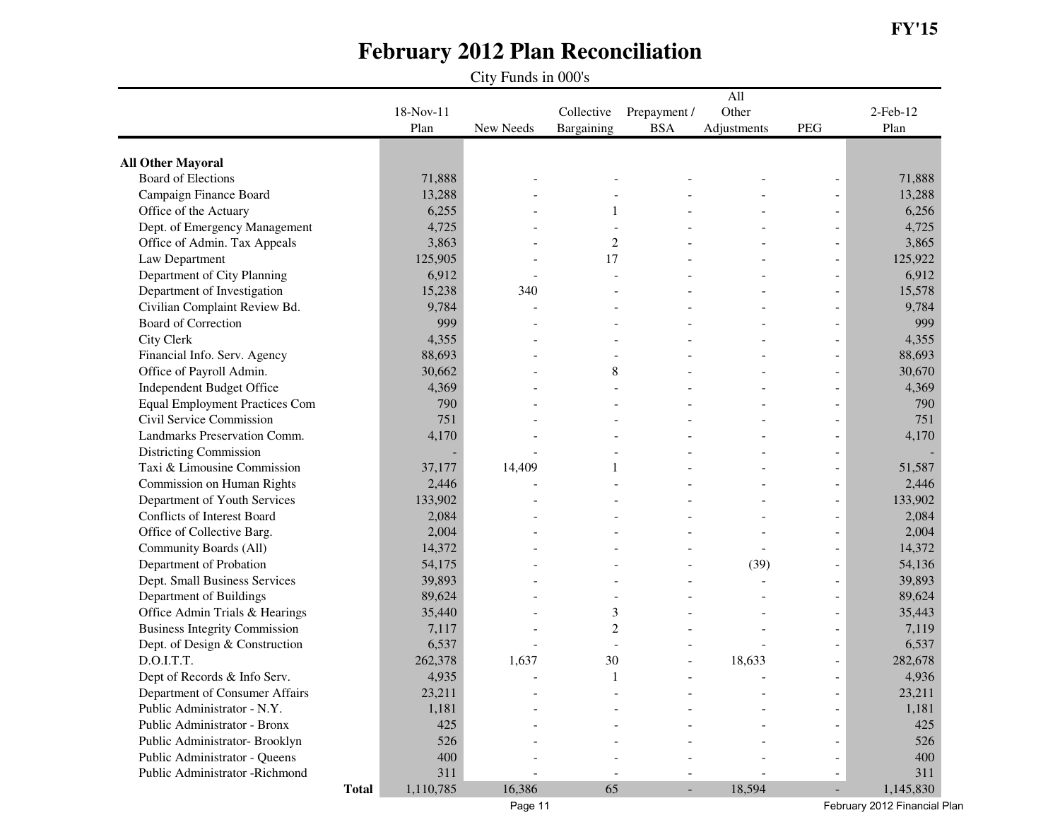FY'15

# February 2012 Plan Reconciliation

City Funds in 000's

| | 18-Nov-11 Plan | New Needs | Collective Bargaining | Prepayment / BSA | All Other Adjustments | PEG | 2-Feb-12 Plan |
|---|---|---|---|---|---|---|---|
| **All Other Mayoral** | | | | | | | |
| Board of Elections | 71,888 | - | - | - | - | - | 71,888 |
| Campaign Finance Board | 13,288 | - | - | - | - | - | 13,288 |
| Office of the Actuary | 6,255 | - | 1 | - | - | - | 6,256 |
| Dept. of Emergency Management | 4,725 | - | - | - | - | - | 4,725 |
| Office of Admin. Tax Appeals | 3,863 | - | 2 | - | - | - | 3,865 |
| Law Department | 125,905 | - | 17 | - | - | - | 125,922 |
| Department of City Planning | 6,912 | - | - | - | - | - | 6,912 |
| Department of Investigation | 15,238 | 340 | - | - | - | - | 15,578 |
| Civilian Complaint Review Bd. | 9,784 | - | - | - | - | - | 9,784 |
| Board of Correction | 999 | - | - | - | - | - | 999 |
| City Clerk | 4,355 | - | - | - | - | - | 4,355 |
| Financial Info. Serv. Agency | 88,693 | - | - | - | - | - | 88,693 |
| Office of Payroll Admin. | 30,662 | - | 8 | - | - | - | 30,670 |
| Independent Budget Office | 4,369 | - | - | - | - | - | 4,369 |
| Equal Employment Practices Com | 790 | - | - | - | - | - | 790 |
| Civil Service Commission | 751 | - | - | - | - | - | 751 |
| Landmarks Preservation Comm. | 4,170 | - | - | - | - | - | 4,170 |
| Districting Commission | - | - | - | - | - | - | - |
| Taxi & Limousine Commission | 37,177 | 14,409 | 1 | - | - | - | 51,587 |
| Commission on Human Rights | 2,446 | - | - | - | - | - | 2,446 |
| Department of Youth Services | 133,902 | - | - | - | - | - | 133,902 |
| Conflicts of Interest Board | 2,084 | - | - | - | - | - | 2,084 |
| Office of Collective Barg. | 2,004 | - | - | - | - | - | 2,004 |
| Community Boards (All) | 14,372 | - | - | - | - | - | 14,372 |
| Department of Probation | 54,175 | - | - | - | (39) | - | 54,136 |
| Dept. Small Business Services | 39,893 | - | - | - | - | - | 39,893 |
| Department of Buildings | 89,624 | - | - | - | - | - | 89,624 |
| Office Admin Trials & Hearings | 35,440 | - | 3 | - | - | - | 35,443 |
| Business Integrity Commission | 7,117 | - | 2 | - | - | - | 7,119 |
| Dept. of Design & Construction | 6,537 | - | - | - | - | - | 6,537 |
| D.O.I.T.T. | 262,378 | 1,637 | 30 | - | 18,633 | - | 282,678 |
| Dept of Records & Info Serv. | 4,935 | - | 1 | - | - | - | 4,936 |
| Department of Consumer Affairs | 23,211 | - | - | - | - | - | 23,211 |
| Public Administrator - N.Y. | 1,181 | - | - | - | - | - | 1,181 |
| Public Administrator - Bronx | 425 | - | - | - | - | - | 425 |
| Public Administrator- Brooklyn | 526 | - | - | - | - | - | 526 |
| Public Administrator - Queens | 400 | - | - | - | - | - | 400 |
| Public Administrator -Richmond | 311 | - | - | - | - | - | 311 |
| **Total** | 1,110,785 | 16,386 | 65 | - | 18,594 | - | 1,145,830 |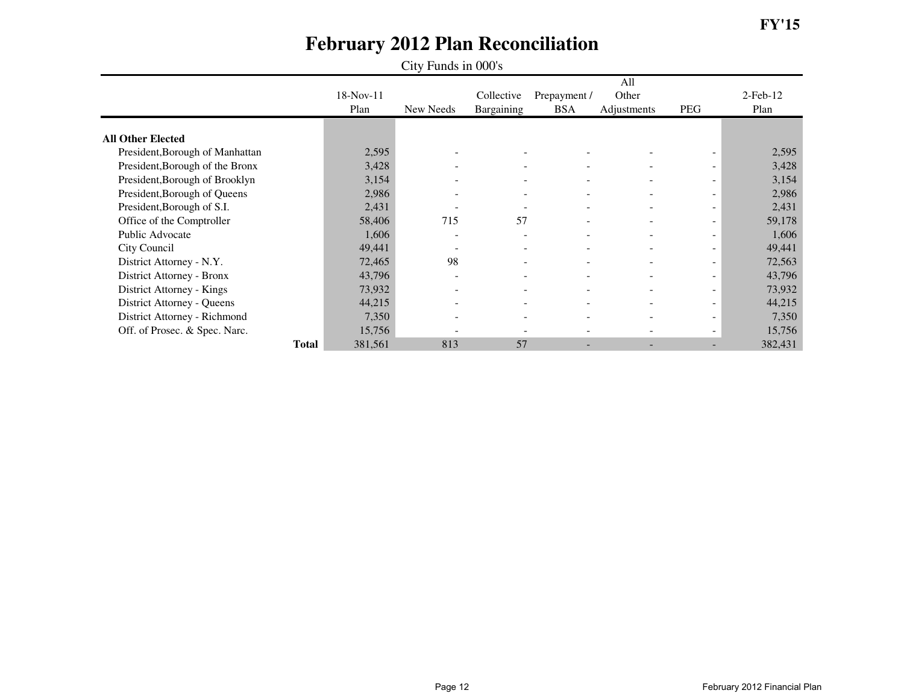FY'15

# February 2012 Plan Reconciliation

City Funds in 000's

| | 18-Nov-11 Plan | New Needs | Collective Bargaining | Prepayment / BSA | All Other Adjustments | PEG | 2-Feb-12 Plan |
|---|---|---|---|---|---|---|---|
| **All Other Elected** | | | | | | | |
| President,Borough of Manhattan | 2,595 | - | - | - | - | - | 2,595 |
| President,Borough of the Bronx | 3,428 | - | - | - | - | - | 3,428 |
| President,Borough of Brooklyn | 3,154 | - | - | - | - | - | 3,154 |
| President,Borough of Queens | 2,986 | - | - | - | - | - | 2,986 |
| President,Borough of S.I. | 2,431 | - | - | - | - | - | 2,431 |
| Office of the Comptroller | 58,406 | 715 | 57 | - | - | - | 59,178 |
| Public Advocate | 1,606 | - | - | - | - | - | 1,606 |
| City Council | 49,441 | - | - | - | - | - | 49,441 |
| District Attorney - N.Y. | 72,465 | 98 | - | - | - | - | 72,563 |
| District Attorney - Bronx | 43,796 | - | - | - | - | - | 43,796 |
| District Attorney - Kings | 73,932 | - | - | - | - | - | 73,932 |
| District Attorney - Queens | 44,215 | - | - | - | - | - | 44,215 |
| District Attorney - Richmond | 7,350 | - | - | - | - | - | 7,350 |
| Off. of Prosec. & Spec. Narc. | 15,756 | - | - | - | - | - | 15,756 |
| **Total** | 381,561 | 813 | 57 | - | - | - | 382,431 |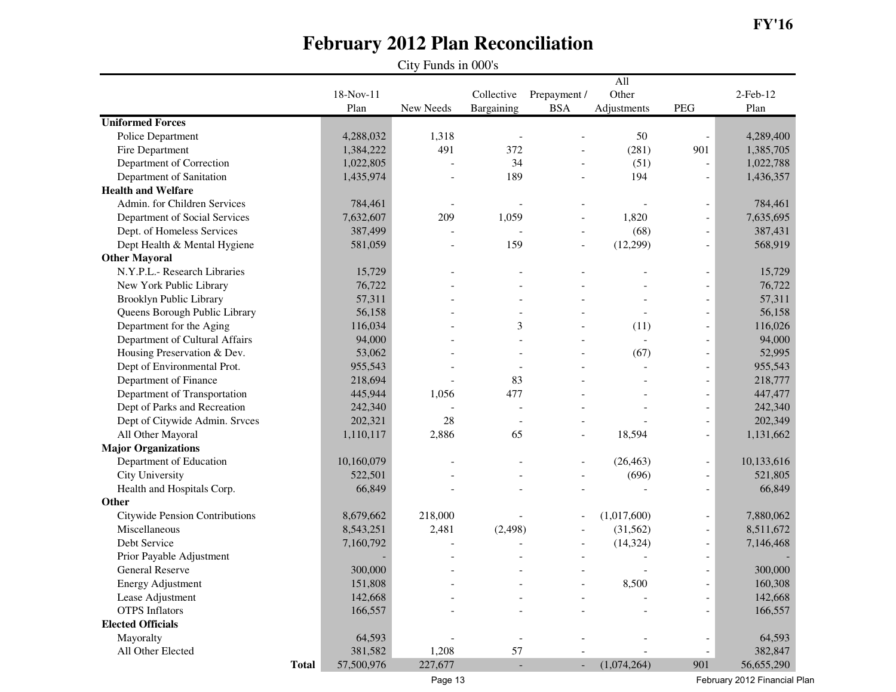FY'16

# February 2012 Plan Reconciliation

City Funds in 000's

| | 18-Nov-11 Plan | New Needs | Collective Bargaining | Prepayment / BSA | All Other Adjustments | PEG | 2-Feb-12 Plan |
|---|---|---|---|---|---|---|---|
| **Uniformed Forces** | | | | | | | |
| Police Department | 4,288,032 | 1,318 | - | - | 50 | - | 4,289,400 |
| Fire Department | 1,384,222 | 491 | 372 | - | (281) | 901 | 1,385,705 |
| Department of Correction | 1,022,805 | - | 34 | - | (51) | - | 1,022,788 |
| Department of Sanitation | 1,435,974 | - | 189 | - | 194 | - | 1,436,357 |
| **Health and Welfare** | | | | | | | |
| Admin. for Children Services | 784,461 | - | - | - | - | - | 784,461 |
| Department of Social Services | 7,632,607 | 209 | 1,059 | - | 1,820 | - | 7,635,695 |
| Dept. of Homeless Services | 387,499 | - | - | - | (68) | - | 387,431 |
| Dept Health & Mental Hygiene | 581,059 | - | 159 | - | (12,299) | - | 568,919 |
| **Other Mayoral** | | | | | | | |
| N.Y.P.L.- Research Libraries | 15,729 | - | - | - | - | - | 15,729 |
| New York Public Library | 76,722 | - | - | - | - | - | 76,722 |
| Brooklyn Public Library | 57,311 | - | - | - | - | - | 57,311 |
| Queens Borough Public Library | 56,158 | - | - | - | - | - | 56,158 |
| Department for the Aging | 116,034 | - | 3 | - | (11) | - | 116,026 |
| Department of Cultural Affairs | 94,000 | - | - | - | - | - | 94,000 |
| Housing Preservation & Dev. | 53,062 | - | - | - | (67) | - | 52,995 |
| Dept of Environmental Prot. | 955,543 | - | - | - | - | - | 955,543 |
| Department of Finance | 218,694 | - | 83 | - | - | - | 218,777 |
| Department of Transportation | 445,944 | 1,056 | 477 | - | - | - | 447,477 |
| Dept of Parks and Recreation | 242,340 | - | - | - | - | - | 242,340 |
| Dept of Citywide Admin. Srvces | 202,321 | 28 | - | - | - | - | 202,349 |
| All Other Mayoral | 1,110,117 | 2,886 | 65 | - | 18,594 | - | 1,131,662 |
| **Major Organizations** | | | | | | | |
| Department of Education | 10,160,079 | - | - | - | (26,463) | - | 10,133,616 |
| City University | 522,501 | - | - | - | (696) | - | 521,805 |
| Health and Hospitals Corp. | 66,849 | - | - | - | - | - | 66,849 |
| **Other** | | | | | | | |
| Citywide Pension Contributions | 8,679,662 | 218,000 | - | - | (1,017,600) | - | 7,880,062 |
| Miscellaneous | 8,543,251 | 2,481 | (2,498) | - | (31,562) | - | 8,511,672 |
| Debt Service | 7,160,792 | - | - | - | (14,324) | - | 7,146,468 |
| Prior Payable Adjustment | - | - | - | - | - | - | - |
| General Reserve | 300,000 | - | - | - | - | - | 300,000 |
| Energy Adjustment | 151,808 | - | - | - | 8,500 | - | 160,308 |
| Lease Adjustment | 142,668 | - | - | - | - | - | 142,668 |
| OTPS Inflators | 166,557 | - | - | - | - | - | 166,557 |
| **Elected Officials** | | | | | | | |
| Mayoralty | 64,593 | - | - | - | - | - | 64,593 |
| All Other Elected | 381,582 | 1,208 | 57 | - | - | - | 382,847 |
| **Total** | 57,500,976 | 227,677 | - | - | (1,074,264) | 901 | 56,655,290 |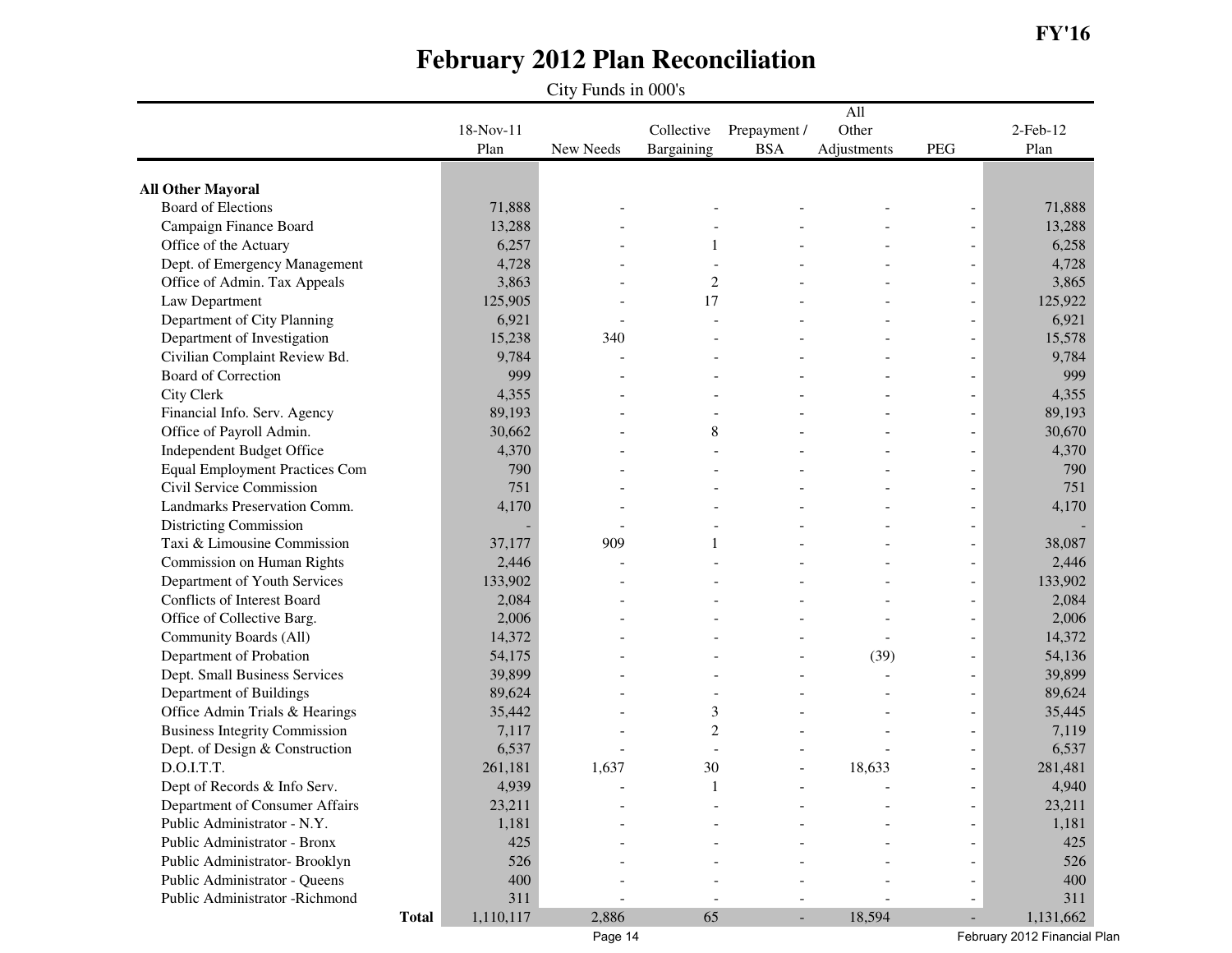FY'16

# February 2012 Plan Reconciliation

City Funds in 000's

| | 18-Nov-11 Plan | New Needs | Collective Bargaining | Prepayment / BSA | All Other Adjustments | PEG | 2-Feb-12 Plan |
|---|---|---|---|---|---|---|---|
| **All Other Mayoral** | | | | | | | |
| Board of Elections | 71,888 | - | - | - | - | - | 71,888 |
| Campaign Finance Board | 13,288 | - | - | - | - | - | 13,288 |
| Office of the Actuary | 6,257 | - | 1 | - | - | - | 6,258 |
| Dept. of Emergency Management | 4,728 | - | - | - | - | - | 4,728 |
| Office of Admin. Tax Appeals | 3,863 | - | 2 | - | - | - | 3,865 |
| Law Department | 125,905 | - | 17 | - | - | - | 125,922 |
| Department of City Planning | 6,921 | - | - | - | - | - | 6,921 |
| Department of Investigation | 15,238 | 340 | - | - | - | - | 15,578 |
| Civilian Complaint Review Bd. | 9,784 | - | - | - | - | - | 9,784 |
| Board of Correction | 999 | - | - | - | - | - | 999 |
| City Clerk | 4,355 | - | - | - | - | - | 4,355 |
| Financial Info. Serv. Agency | 89,193 | - | - | - | - | - | 89,193 |
| Office of Payroll Admin. | 30,662 | - | 8 | - | - | - | 30,670 |
| Independent Budget Office | 4,370 | - | - | - | - | - | 4,370 |
| Equal Employment Practices Com | 790 | - | - | - | - | - | 790 |
| Civil Service Commission | 751 | - | - | - | - | - | 751 |
| Landmarks Preservation Comm. | 4,170 | - | - | - | - | - | 4,170 |
| Districting Commission | - | - | - | - | - | - | - |
| Taxi & Limousine Commission | 37,177 | 909 | 1 | - | - | - | 38,087 |
| Commission on Human Rights | 2,446 | - | - | - | - | - | 2,446 |
| Department of Youth Services | 133,902 | - | - | - | - | - | 133,902 |
| Conflicts of Interest Board | 2,084 | - | - | - | - | - | 2,084 |
| Office of Collective Barg. | 2,006 | - | - | - | - | - | 2,006 |
| Community Boards (All) | 14,372 | - | - | - | - | - | 14,372 |
| Department of Probation | 54,175 | - | - | - | (39) | - | 54,136 |
| Dept. Small Business Services | 39,899 | - | - | - | - | - | 39,899 |
| Department of Buildings | 89,624 | - | - | - | - | - | 89,624 |
| Office Admin Trials & Hearings | 35,442 | - | 3 | - | - | - | 35,445 |
| Business Integrity Commission | 7,117 | - | 2 | - | - | - | 7,119 |
| Dept. of Design & Construction | 6,537 | - | - | - | - | - | 6,537 |
| D.O.I.T.T. | 261,181 | 1,637 | 30 | - | 18,633 | - | 281,481 |
| Dept of Records & Info Serv. | 4,939 | - | 1 | - | - | - | 4,940 |
| Department of Consumer Affairs | 23,211 | - | - | - | - | - | 23,211 |
| Public Administrator - N.Y. | 1,181 | - | - | - | - | - | 1,181 |
| Public Administrator - Bronx | 425 | - | - | - | - | - | 425 |
| Public Administrator- Brooklyn | 526 | - | - | - | - | - | 526 |
| Public Administrator - Queens | 400 | - | - | - | - | - | 400 |
| Public Administrator -Richmond | 311 | - | - | - | - | - | 311 |
| **Total** | 1,110,117 | 2,886 | 65 | - | 18,594 | - | 1,131,662 |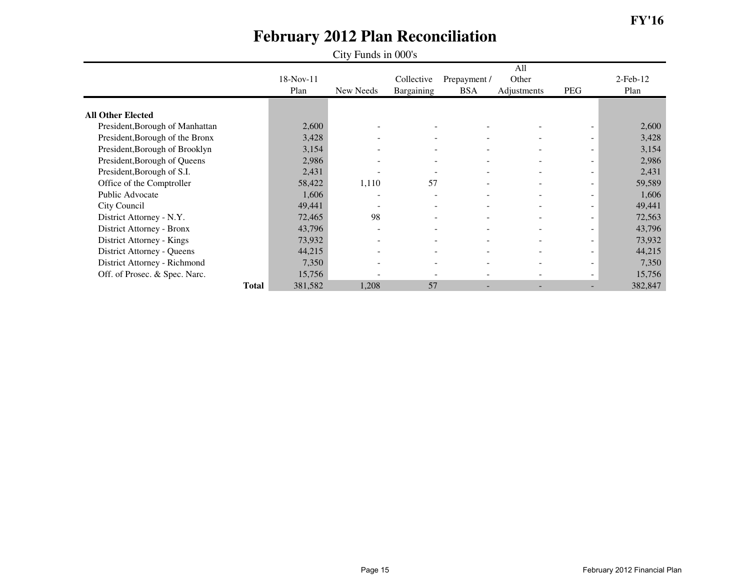FY'16

# February 2012 Plan Reconciliation

City Funds in 000's

| | 18-Nov-11 Plan | New Needs | Collective Bargaining | Prepayment / BSA | All Other Adjustments | PEG | 2-Feb-12 Plan |
|---|---|---|---|---|---|---|---|
| **All Other Elected** | | | | | | | |
| President,Borough of Manhattan | 2,600 | - | - | - | - | - | 2,600 |
| President,Borough of the Bronx | 3,428 | - | - | - | - | - | 3,428 |
| President,Borough of Brooklyn | 3,154 | - | - | - | - | - | 3,154 |
| President,Borough of Queens | 2,986 | - | - | - | - | - | 2,986 |
| President,Borough of S.I. | 2,431 | - | - | - | - | - | 2,431 |
| Office of the Comptroller | 58,422 | 1,110 | 57 | - | - | - | 59,589 |
| Public Advocate | 1,606 | - | - | - | - | - | 1,606 |
| City Council | 49,441 | - | - | - | - | - | 49,441 |
| District Attorney - N.Y. | 72,465 | 98 | - | - | - | - | 72,563 |
| District Attorney - Bronx | 43,796 | - | - | - | - | - | 43,796 |
| District Attorney - Kings | 73,932 | - | - | - | - | - | 73,932 |
| District Attorney - Queens | 44,215 | - | - | - | - | - | 44,215 |
| District Attorney - Richmond | 7,350 | - | - | - | - | - | 7,350 |
| Off. of Prosec. & Spec. Narc. | 15,756 | - | - | - | - | - | 15,756 |
| **Total** | 381,582 | 1,208 | 57 | - | - | - | 382,847 |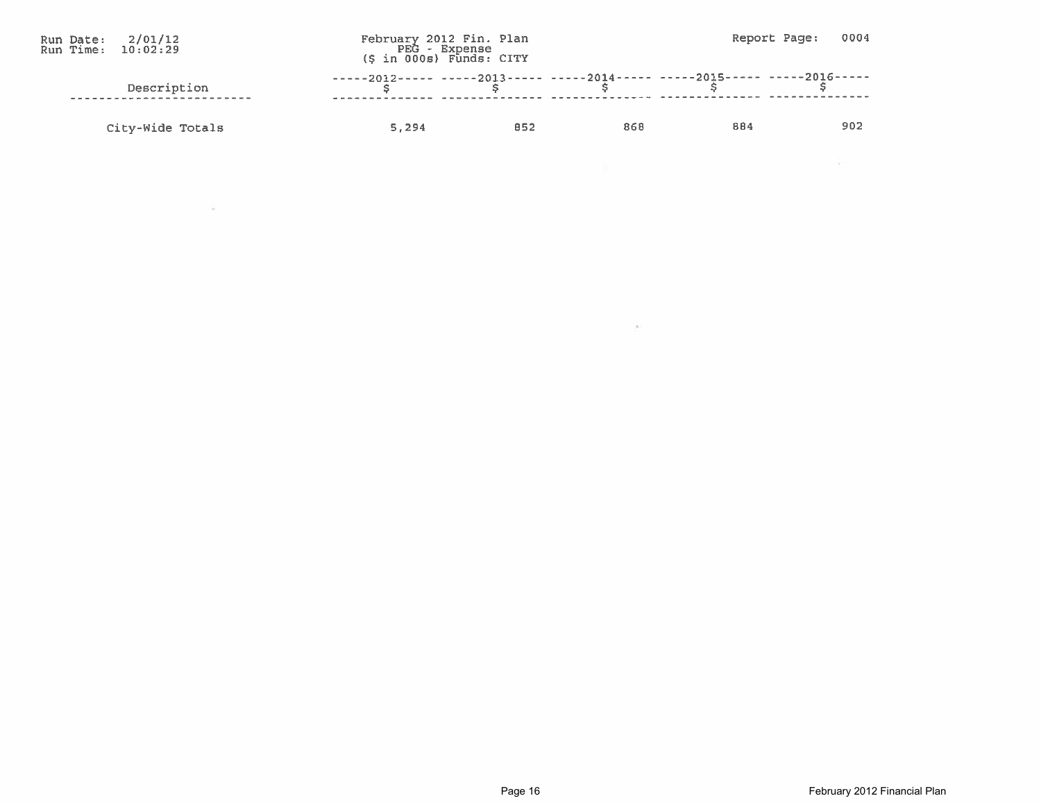Run Date: 2/01/12
Run Time: 10:02:29

February 2012 Fin. Plan
PEG - Expense
($ in 000s) Funds: CITY

Report Page: 0004

| Description | 2012 $ | 2013 $ | 2014 $ | 2015 $ | 2016 $ |
|---|---|---|---|---|---|
| City-Wide Totals | 5,294 | 852 | 868 | 884 | 902 |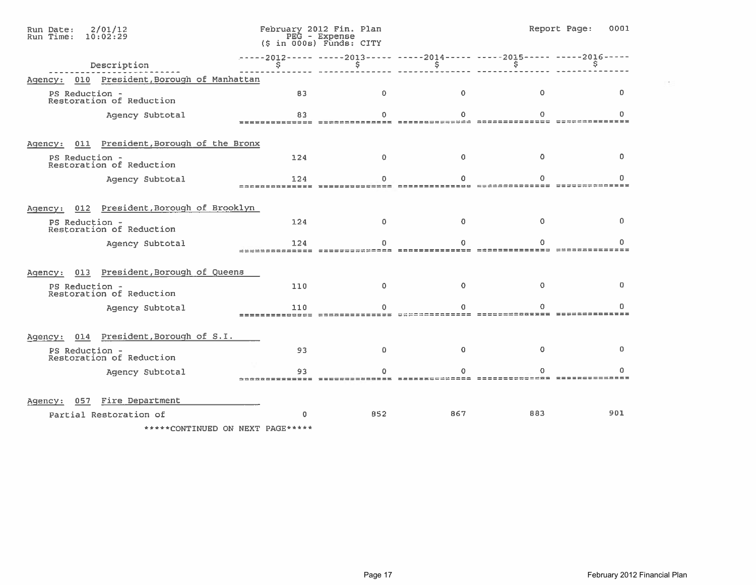Run Date: 2/01/12
Run Time: 10:02:29

February 2012 Fin. Plan
PEG - Expense
($ in 000s) Funds: CITY

Report Page: 0001

| Description | 2012 $ | 2013 $ | 2014 $ | 2015 $ | 2016 $ |
|---|---|---|---|---|---|
| **Agency: 010 President,Borough of Manhattan** | | | | | |
| PS Reduction - Restoration of Reduction | 83 | 0 | 0 | 0 | 0 |
| Agency Subtotal | 83 | 0 | 0 | 0 | 0 |
| **Agency: 011 President,Borough of the Bronx** | | | | | |
| PS Reduction - Restoration of Reduction | 124 | 0 | 0 | 0 | 0 |
| Agency Subtotal | 124 | 0 | 0 | 0 | 0 |
| **Agency: 012 President,Borough of Brooklyn** | | | | | |
| PS Reduction - Restoration of Reduction | 124 | 0 | 0 | 0 | 0 |
| Agency Subtotal | 124 | 0 | 0 | 0 | 0 |
| **Agency: 013 President,Borough of Queens** | | | | | |
| PS Reduction - Restoration of Reduction | 110 | 0 | 0 | 0 | 0 |
| Agency Subtotal | 110 | 0 | 0 | 0 | 0 |
| **Agency: 014 President,Borough of S.I.** | | | | | |
| PS Reduction - Restoration of Reduction | 93 | 0 | 0 | 0 | 0 |
| Agency Subtotal | 93 | 0 | 0 | 0 | 0 |
| **Agency: 057 Fire Department** | | | | | |
| Partial Restoration of | 0 | 852 | 867 | 883 | 901 |

*****CONTINUED ON NEXT PAGE*****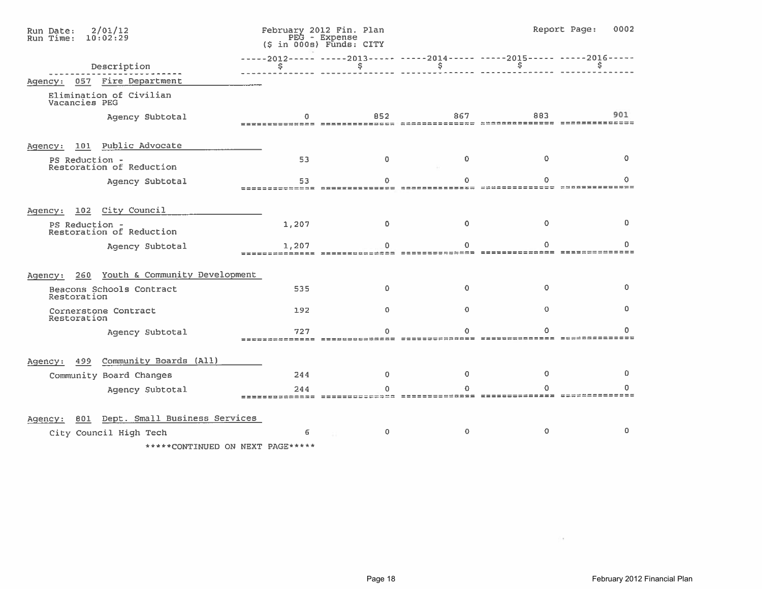February 2012 Fin. Plan
PEG - Expense
($ in 000s) Funds: CITY

Run Date: 2/01/12
Run Time: 10:02:29

Report Page: 0002

| Description | 2012 $ | 2013 $ | 2014 $ | 2015 $ | 2016 $ |
|---|---|---|---|---|---|
| **Agency: 057 Fire Department** | | | | | |
| Elimination of Civilian Vacancies PEG | | | | | |
| Agency Subtotal | 0 | 852 | 867 | 883 | 901 |
| **Agency: 101 Public Advocate** | | | | | |
| PS Reduction - Restoration of Reduction | 53 | 0 | 0 | 0 | 0 |
| Agency Subtotal | 53 | 0 | 0 | 0 | 0 |
| **Agency: 102 City Council** | | | | | |
| PS Reduction - Restoration of Reduction | 1,207 | 0 | 0 | 0 | 0 |
| Agency Subtotal | 1,207 | 0 | 0 | 0 | 0 |
| **Agency: 260 Youth & Community Development** | | | | | |
| Beacons Schools Contract Restoration | 535 | 0 | 0 | 0 | 0 |
| Cornerstone Contract Restoration | 192 | 0 | 0 | 0 | 0 |
| Agency Subtotal | 727 | 0 | 0 | 0 | 0 |
| **Agency: 499 Community Boards (All)** | | | | | |
| Community Board Changes | 244 | 0 | 0 | 0 | 0 |
| Agency Subtotal | 244 | 0 | 0 | 0 | 0 |
| **Agency: 801 Dept. Small Business Services** | | | | | |
| City Council High Tech | 6 | 0 | 0 | 0 | 0 |

*****CONTINUED ON NEXT PAGE*****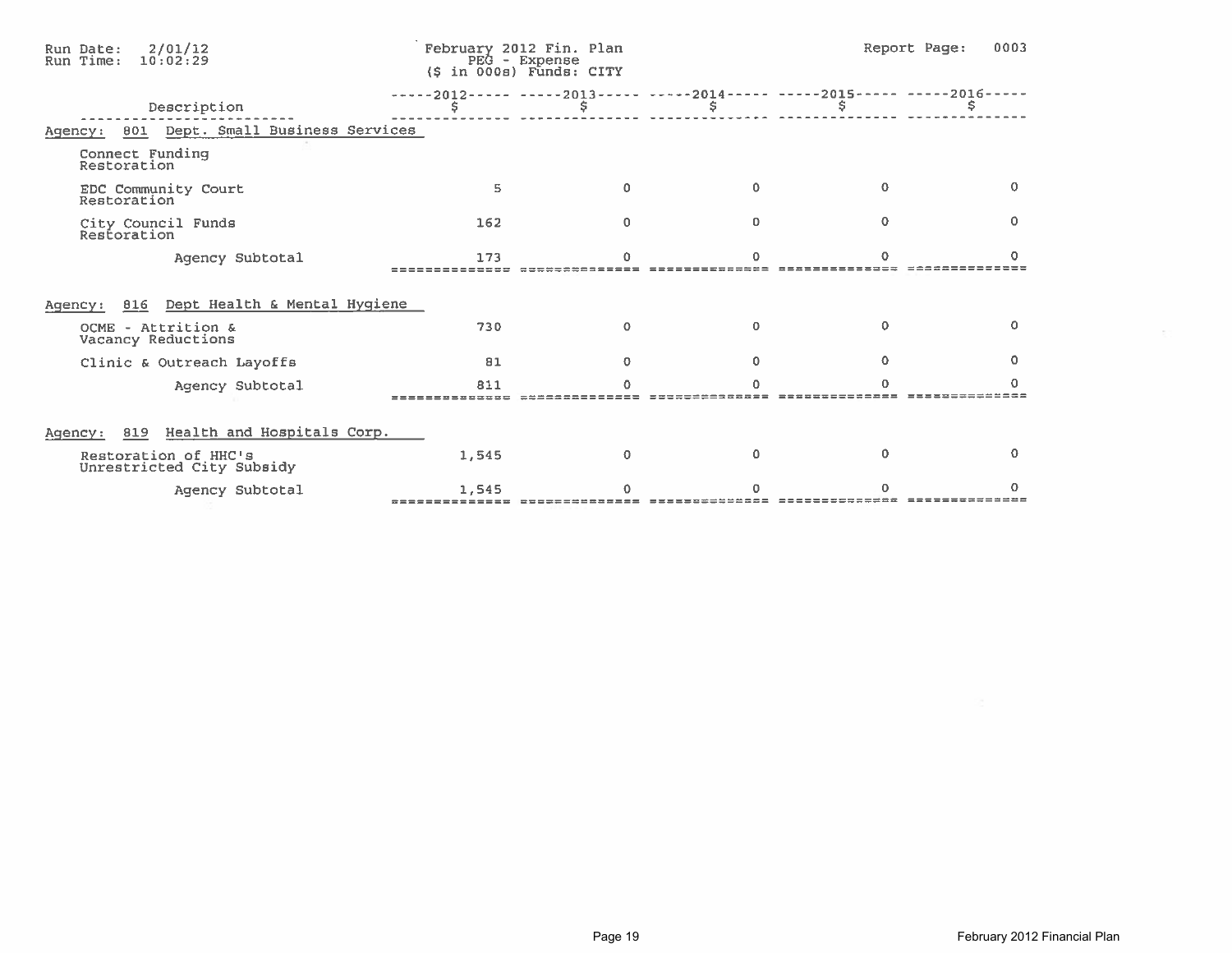Run Date: 2/01/12
Run Time: 10:02:29

February 2012 Fin. Plan
PEG - Expense
($ in 000s) Funds: CITY

Report Page: 0003

| Description | 2012 $ | 2013 $ | 2014 $ | 2015 $ | 2016 $ |
|---|---|---|---|---|---|
| **Agency: 801 Dept. Small Business Services** | | | | | |
| Connect Funding Restoration | | | | | |
| EDC Community Court Restoration | 5 | 0 | 0 | 0 | 0 |
| City Council Funds Restoration | 162 | 0 | 0 | 0 | 0 |
| Agency Subtotal | 173 | 0 | 0 | 0 | 0 |
| **Agency: 816 Dept Health & Mental Hygiene** | | | | | |
| OCME - Attrition & Vacancy Reductions | 730 | 0 | 0 | 0 | 0 |
| Clinic & Outreach Layoffs | 81 | 0 | 0 | 0 | 0 |
| Agency Subtotal | 811 | 0 | 0 | 0 | 0 |
| **Agency: 819 Health and Hospitals Corp.** | | | | | |
| Restoration of HHC's Unrestricted City Subsidy | 1,545 | 0 | 0 | 0 | 0 |
| Agency Subtotal | 1,545 | 0 | 0 | 0 | 0 |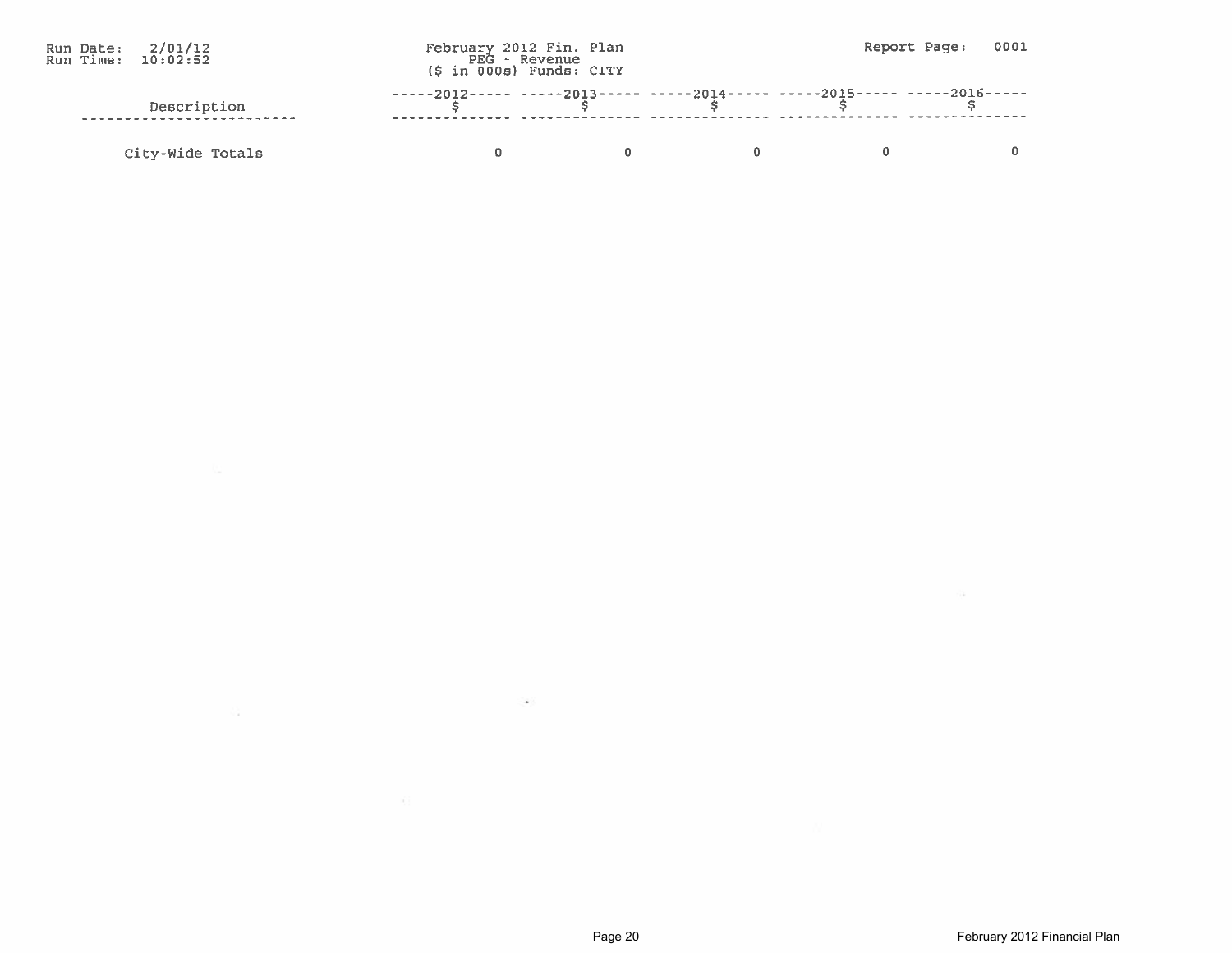Run Date: 2/01/12
Run Time: 10:02:52

February 2012 Fin. Plan
PEG - Revenue
($ in 000s) Funds: CITY

Report Page: 0001

| Description | 2012 $ | 2013 $ | 2014 $ | 2015 $ | 2016 $ |
|---|---|---|---|---|---|
| City-Wide Totals | 0 | 0 | 0 | 0 | 0 |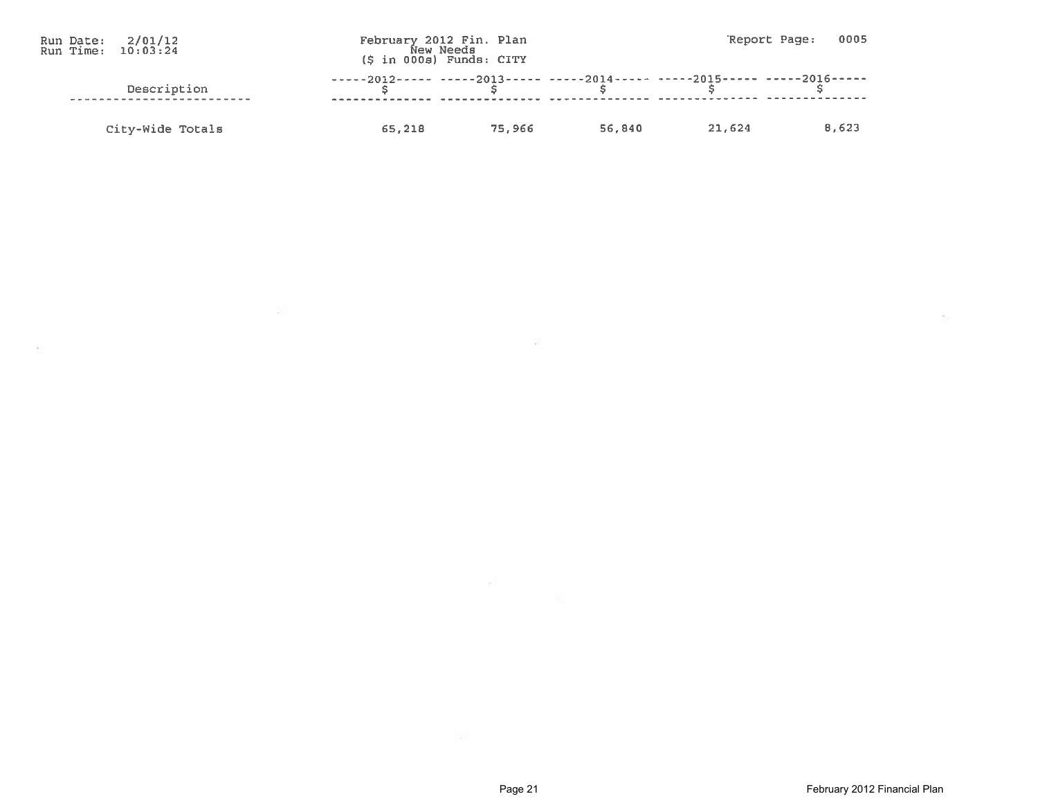Run Date: 2/01/12
Run Time: 10:03:24

February 2012 Fin. Plan
New Needs
($ in 000s) Funds: CITY

Report Page: 0005

| Description | 2012 $ | 2013 $ | 2014 $ | 2015 $ | 2016 $ |
|---|---|---|---|---|---|
| City-Wide Totals | 65,218 | 75,966 | 56,840 | 21,624 | 8,623 |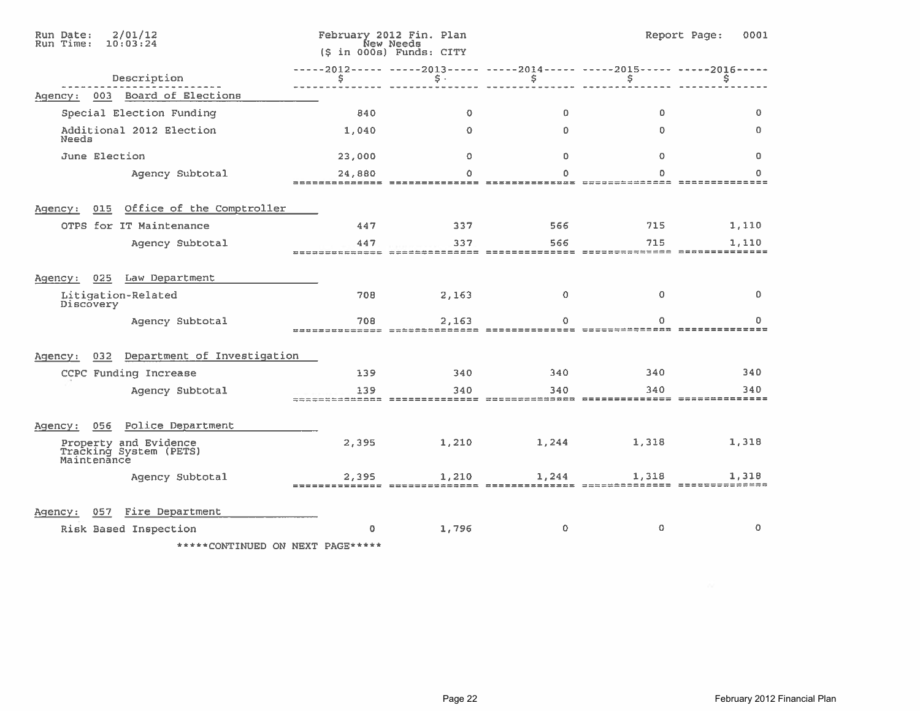Run Date: 2/01/12
Run Time: 10:03:24

February 2012 Fin. Plan
New Needs
($ in 000s) Funds: CITY

Report Page: 0001

| Description | 2012 $ | 2013 $ | 2014 $ | 2015 $ | 2016 $ |
|---|---|---|---|---|---|
| **Agency: 003 Board of Elections** | | | | | |
| Special Election Funding | 840 | 0 | 0 | 0 | 0 |
| Additional 2012 Election Needs | 1,040 | 0 | 0 | 0 | 0 |
| June Election | 23,000 | 0 | 0 | 0 | 0 |
| Agency Subtotal | 24,880 | 0 | 0 | 0 | 0 |
| **Agency: 015 Office of the Comptroller** | | | | | |
| OTPS for IT Maintenance | 447 | 337 | 566 | 715 | 1,110 |
| Agency Subtotal | 447 | 337 | 566 | 715 | 1,110 |
| **Agency: 025 Law Department** | | | | | |
| Litigation-Related Discovery | 708 | 2,163 | 0 | 0 | 0 |
| Agency Subtotal | 708 | 2,163 | 0 | 0 | 0 |
| **Agency: 032 Department of Investigation** | | | | | |
| CCPC Funding Increase | 139 | 340 | 340 | 340 | 340 |
| Agency Subtotal | 139 | 340 | 340 | 340 | 340 |
| **Agency: 056 Police Department** | | | | | |
| Property and Evidence Tracking System (PETS) Maintenance | 2,395 | 1,210 | 1,244 | 1,318 | 1,318 |
| Agency Subtotal | 2,395 | 1,210 | 1,244 | 1,318 | 1,318 |
| **Agency: 057 Fire Department** | | | | | |
| Risk Based Inspection | 0 | 1,796 | 0 | 0 | 0 |

*****CONTINUED ON NEXT PAGE*****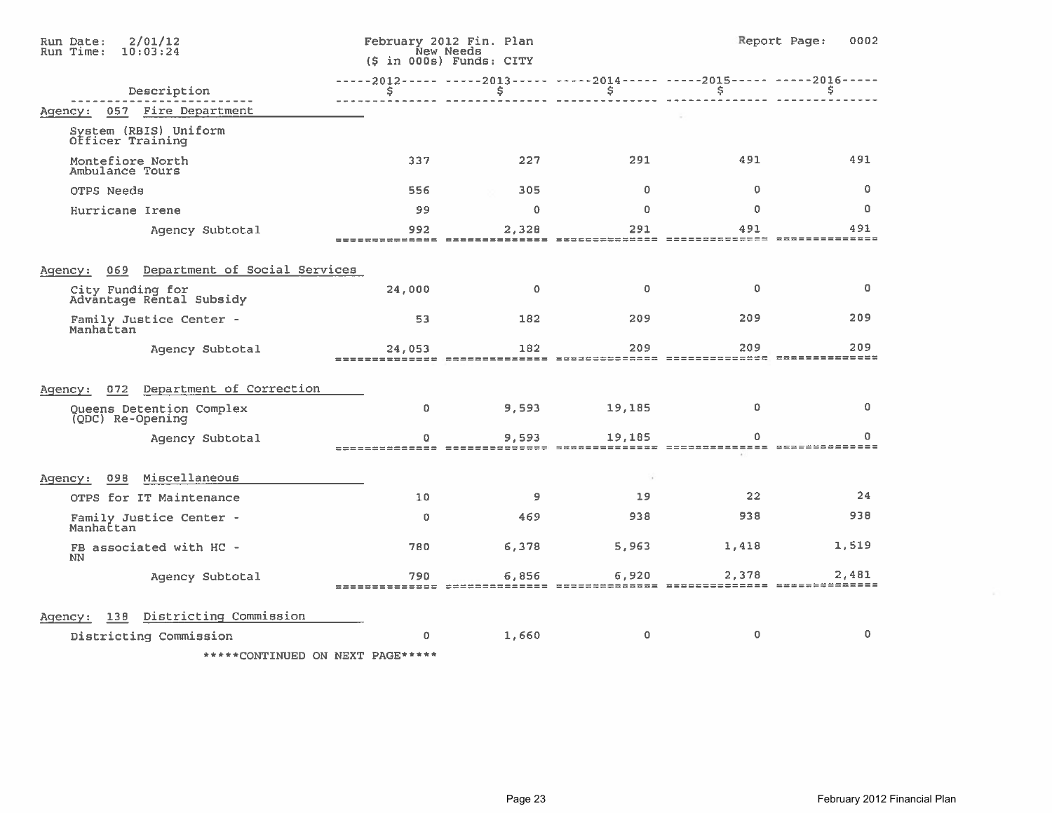February 2012 Fin. Plan
New Needs
($ in 000s) Funds: CITY

| Description | 2012 $ | 2013 $ | 2014 $ | 2015 $ | 2016 $ |
|---|---|---|---|---|---|
| **Agency: 057 Fire Department** | | | | | |
| System (RBIS) Uniform Officer Training | | | | | |
| Montefiore North Ambulance Tours | 337 | 227 | 291 | 491 | 491 |
| OTPS Needs | 556 | 305 | 0 | 0 | 0 |
| Hurricane Irene | 99 | 0 | 0 | 0 | 0 |
| Agency Subtotal | 992 | 2,328 | 291 | 491 | 491 |
| **Agency: 069 Department of Social Services** | | | | | |
| City Funding for Advantage Rental Subsidy | 24,000 | 0 | 0 | 0 | 0 |
| Family Justice Center - Manhattan | 53 | 182 | 209 | 209 | 209 |
| Agency Subtotal | 24,053 | 182 | 209 | 209 | 209 |
| **Agency: 072 Department of Correction** | | | | | |
| Queens Detention Complex (QDC) Re-Opening | 0 | 9,593 | 19,185 | 0 | 0 |
| Agency Subtotal | 0 | 9,593 | 19,185 | 0 | 0 |
| **Agency: 098 Miscellaneous** | | | | | |
| OTPS for IT Maintenance | 10 | 9 | 19 | 22 | 24 |
| Family Justice Center - Manhattan | 0 | 469 | 938 | 938 | 938 |
| FB associated with HC - NN | 780 | 6,378 | 5,963 | 1,418 | 1,519 |
| Agency Subtotal | 790 | 6,856 | 6,920 | 2,378 | 2,481 |
| **Agency: 138 Districting Commission** | | | | | |
| Districting Commission | 0 | 1,660 | 0 | 0 | 0 |

*****CONTINUED ON NEXT PAGE*****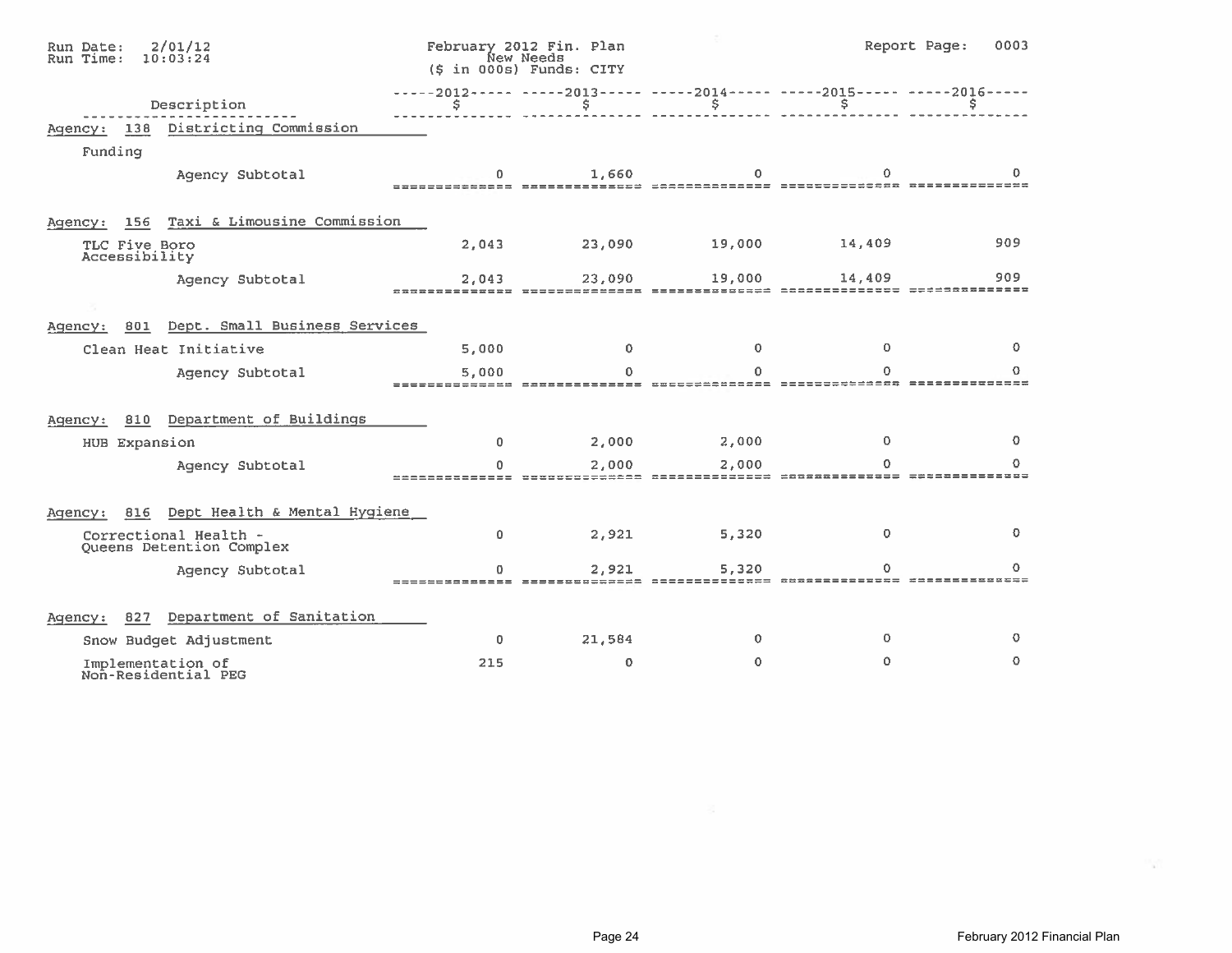February 2012 Fin. Plan
New Needs
($ in 000s) Funds: CITY

| Description | 2012 $ | 2013 $ | 2014 $ | 2015 $ | 2016 $ |
|---|---|---|---|---|---|
| **Agency: 138 Districting Commission** | | | | | |
| Funding | | | | | |
| Agency Subtotal | 0 | 1,660 | 0 | 0 | 0 |
| **Agency: 156 Taxi & Limousine Commission** | | | | | |
| TLC Five Boro Accessibility | 2,043 | 23,090 | 19,000 | 14,409 | 909 |
| Agency Subtotal | 2,043 | 23,090 | 19,000 | 14,409 | 909 |
| **Agency: 801 Dept. Small Business Services** | | | | | |
| Clean Heat Initiative | 5,000 | 0 | 0 | 0 | 0 |
| Agency Subtotal | 5,000 | 0 | 0 | 0 | 0 |
| **Agency: 810 Department of Buildings** | | | | | |
| HUB Expansion | 0 | 2,000 | 2,000 | 0 | 0 |
| Agency Subtotal | 0 | 2,000 | 2,000 | 0 | 0 |
| **Agency: 816 Dept Health & Mental Hygiene** | | | | | |
| Correctional Health - Queens Detention Complex | 0 | 2,921 | 5,320 | 0 | 0 |
| Agency Subtotal | 0 | 2,921 | 5,320 | 0 | 0 |
| **Agency: 827 Department of Sanitation** | | | | | |
| Snow Budget Adjustment | 0 | 21,584 | 0 | 0 | 0 |
| Implementation of Non-Residential PEG | 215 | 0 | 0 | 0 | 0 |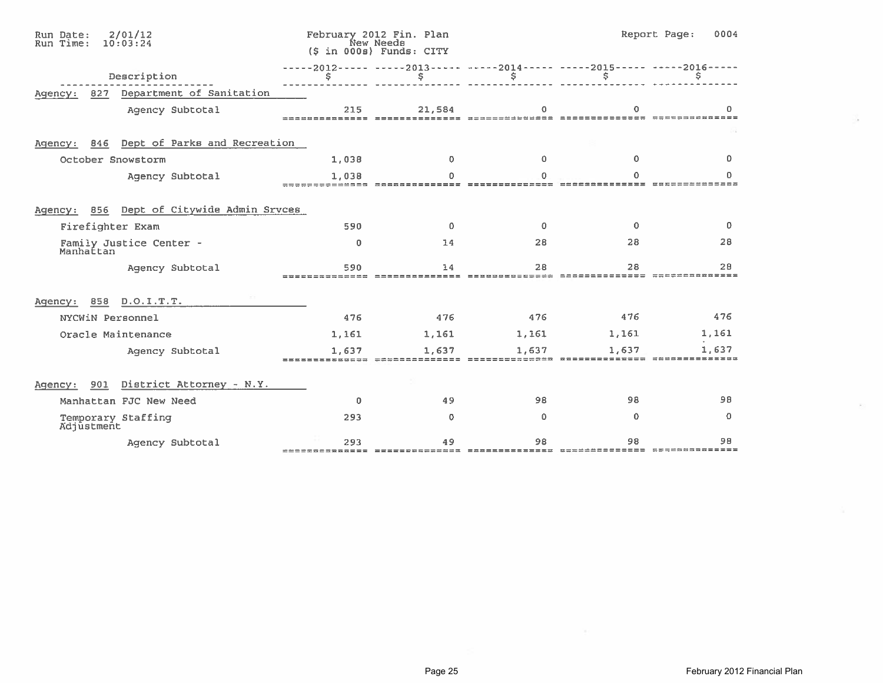Run Date: 2/01/12
Run Time: 10:03:24

February 2012 Fin. Plan
New Needs
($ in 000s) Funds: CITY

Report Page: 0004

| Description | 2012 $ | 2013 $ | 2014 $ | 2015 $ | 2016 $ |
|---|---|---|---|---|---|
| **Agency: 827 Department of Sanitation** | | | | | |
| Agency Subtotal | 215 | 21,584 | 0 | 0 | 0 |
| **Agency: 846 Dept of Parks and Recreation** | | | | | |
| October Snowstorm | 1,038 | 0 | 0 | 0 | 0 |
| Agency Subtotal | 1,038 | 0 | 0 | 0 | 0 |
| **Agency: 856 Dept of Citywide Admin Srvces** | | | | | |
| Firefighter Exam | 590 | 0 | 0 | 0 | 0 |
| Family Justice Center - Manhattan | 0 | 14 | 28 | 28 | 28 |
| Agency Subtotal | 590 | 14 | 28 | 28 | 28 |
| **Agency: 858 D.O.I.T.T.** | | | | | |
| NYCWiN Personnel | 476 | 476 | 476 | 476 | 476 |
| Oracle Maintenance | 1,161 | 1,161 | 1,161 | 1,161 | 1,161 |
| Agency Subtotal | 1,637 | 1,637 | 1,637 | 1,637 | 1,637 |
| **Agency: 901 District Attorney - N.Y.** | | | | | |
| Manhattan FJC New Need | 0 | 49 | 98 | 98 | 98 |
| Temporary Staffing Adjustment | 293 | 0 | 0 | 0 | 0 |
| Agency Subtotal | 293 | 49 | 98 | 98 | 98 |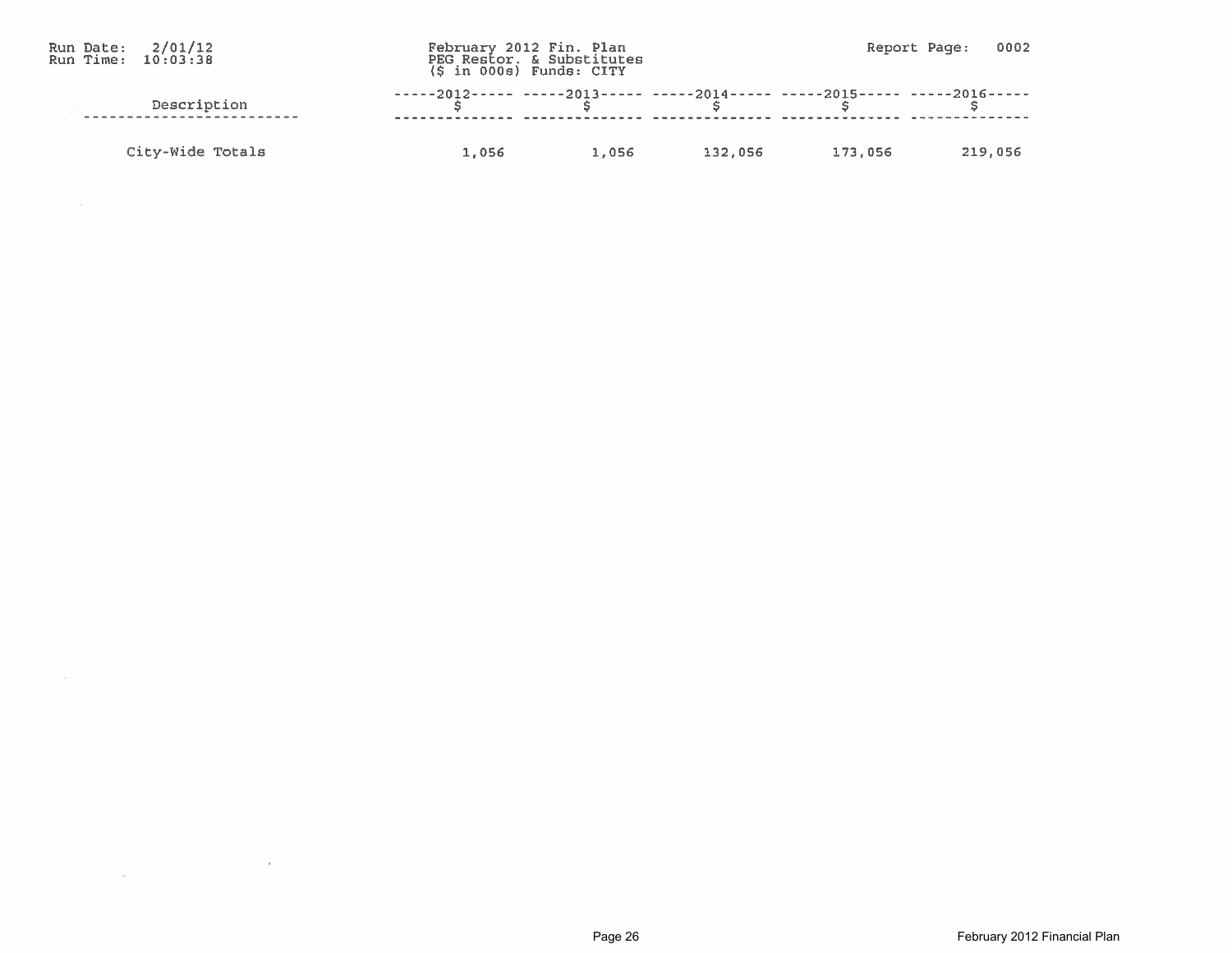Run Date: 2/01/12
Run Time: 10:03:38

February 2012 Fin. Plan
PEG Restor. & Substitutes
($ in 000s) Funds: CITY

Report Page: 0002

| Description | 2012 $ | 2013 $ | 2014 $ | 2015 $ | 2016 $ |
|---|---|---|---|---|---|
| City-Wide Totals | 1,056 | 1,056 | 132,056 | 173,056 | 219,056 |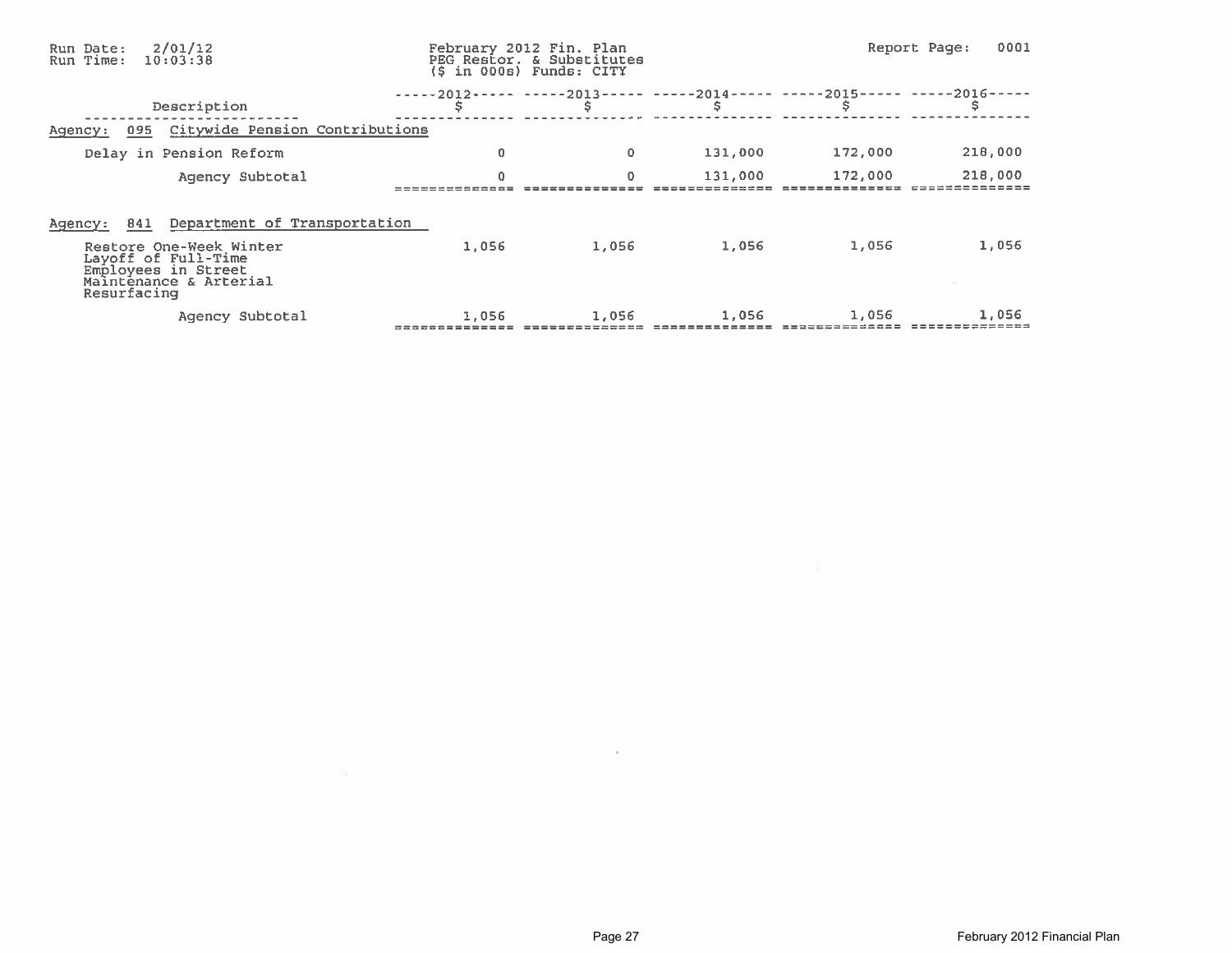Run Date: 2/01/12
Run Time: 10:03:38

February 2012 Fin. Plan
PEG Restor. & Substitutes
($ in 000s) Funds: CITY

| Description | 2012 $ | 2013 $ | 2014 $ | 2015 $ | 2016 $ |
|---|---|---|---|---|---|
| **Agency: 095 Citywide Pension Contributions** | | | | | |
| Delay in Pension Reform | 0 | 0 | 131,000 | 172,000 | 218,000 |
| Agency Subtotal | 0 | 0 | 131,000 | 172,000 | 218,000 |
| **Agency: 841 Department of Transportation** | | | | | |
| Restore One-Week Winter Layoff of Full-Time Employees in Street Maintenance & Arterial Resurfacing | 1,056 | 1,056 | 1,056 | 1,056 | 1,056 |
| Agency Subtotal | 1,056 | 1,056 | 1,056 | 1,056 | 1,056 |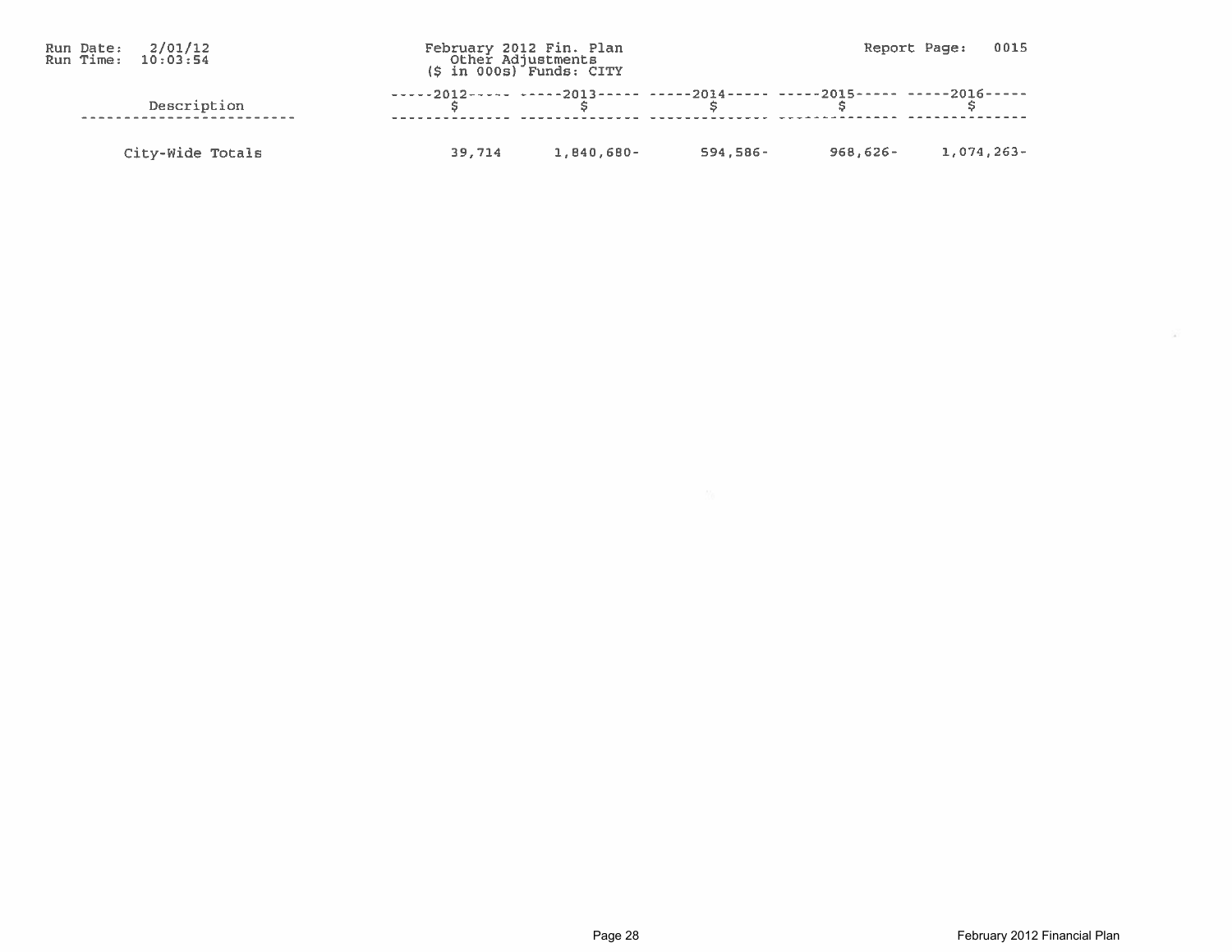Run Date: 2/01/12
Run Time: 10:03:54

February 2012 Fin. Plan
Other Adjustments
($ in 000s) Funds: CITY

Report Page: 0015

| Description | 2012 $ | 2013 $ | 2014 $ | 2015 $ | 2016 $ |
|---|---|---|---|---|---|
| City-Wide Totals | 39,714 | 1,840,680- | 594,586- | 968,626- | 1,074,263- |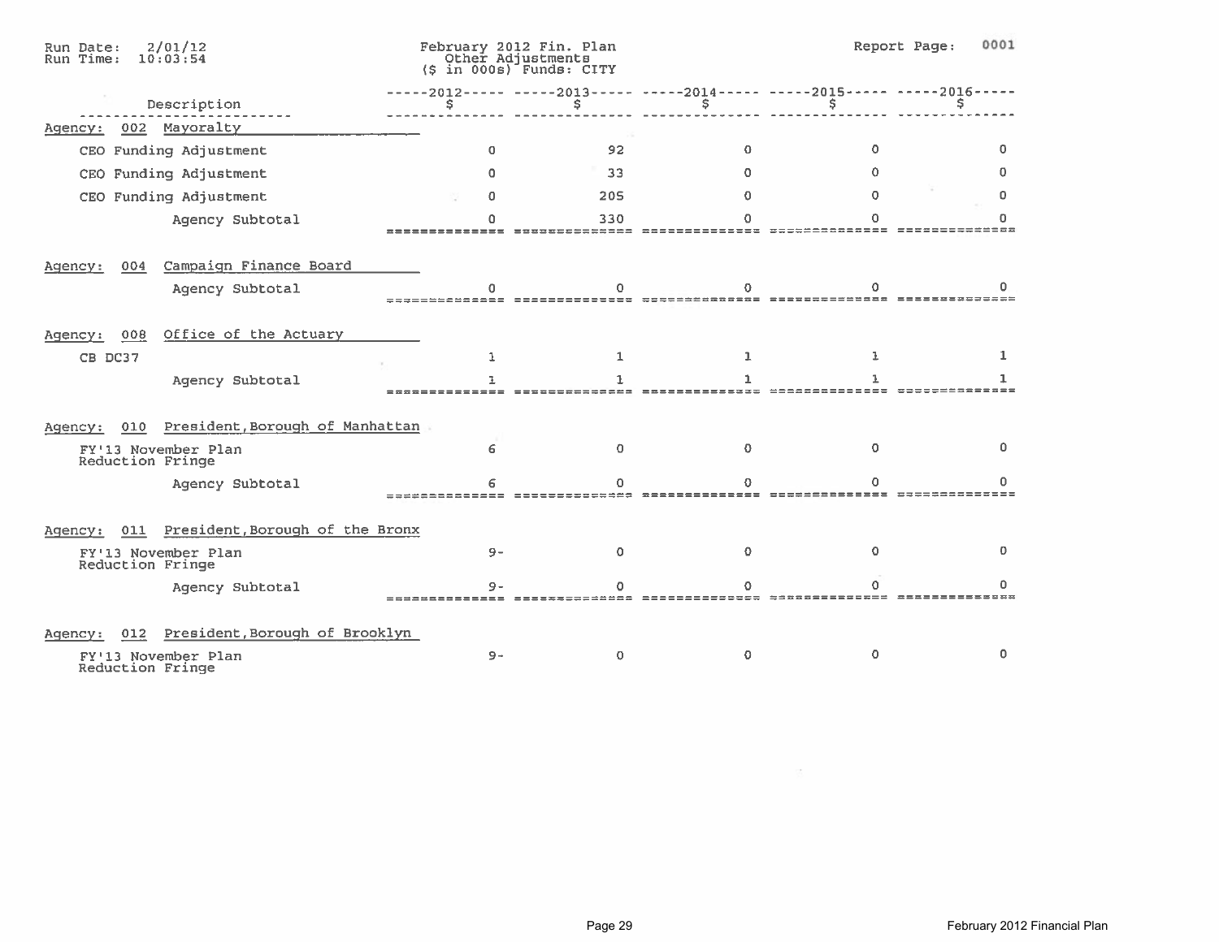Run Date: 2/01/12
Run Time: 10:03:54

February 2012 Fin. Plan
Other Adjustments
($ in 000s) Funds: CITY

Report Page: 0001

| Description | 2012 $ | 2013 $ | 2014 $ | 2015 $ | 2016 $ |
|---|---|---|---|---|---|
| **Agency: 002 Mayoralty** | | | | | |
| CEO Funding Adjustment | 0 | 92 | 0 | 0 | 0 |
| CEO Funding Adjustment | 0 | 33 | 0 | 0 | 0 |
| CEO Funding Adjustment | 0 | 205 | 0 | 0 | 0 |
| Agency Subtotal | 0 | 330 | 0 | 0 | 0 |
| **Agency: 004 Campaign Finance Board** | | | | | |
| Agency Subtotal | 0 | 0 | 0 | 0 | 0 |
| **Agency: 008 Office of the Actuary** | | | | | |
| CB DC37 | 1 | 1 | 1 | 1 | 1 |
| Agency Subtotal | 1 | 1 | 1 | 1 | 1 |
| **Agency: 010 President, Borough of Manhattan** | | | | | |
| FY'13 November Plan Reduction Fringe | 6 | 0 | 0 | 0 | 0 |
| Agency Subtotal | 6 | 0 | 0 | 0 | 0 |
| **Agency: 011 President, Borough of the Bronx** | | | | | |
| FY'13 November Plan Reduction Fringe | 9- | 0 | 0 | 0 | 0 |
| Agency Subtotal | 9- | 0 | 0 | 0 | 0 |
| **Agency: 012 President, Borough of Brooklyn** | | | | | |
| FY'13 November Plan Reduction Fringe | 9- | 0 | 0 | 0 | 0 |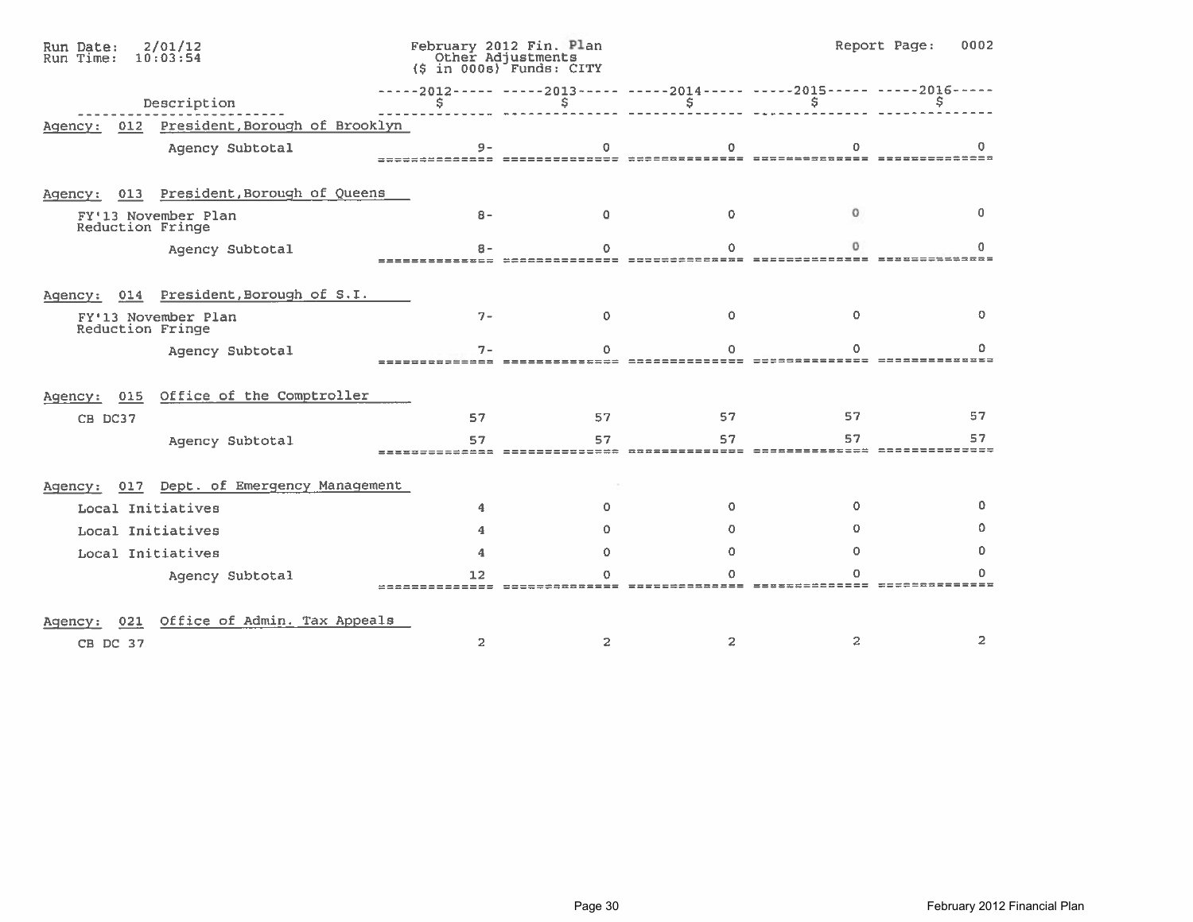Run Date: 2/01/12
Run Time: 10:03:54

February 2012 Fin. Plan
Other Adjustments
($ in 000s) Funds: CITY

| Description | 2012 $ | 2013 $ | 2014 $ | 2015 $ | 2016 $ |
|---|---|---|---|---|---|
| **Agency: 012 President, Borough of Brooklyn** | | | | | |
| Agency Subtotal | 9- | 0 | 0 | 0 | 0 |
| **Agency: 013 President, Borough of Queens** | | | | | |
| FY'13 November Plan Reduction Fringe | 8- | 0 | 0 | 0 | 0 |
| Agency Subtotal | 8- | 0 | 0 | 0 | 0 |
| **Agency: 014 President, Borough of S.I.** | | | | | |
| FY'13 November Plan Reduction Fringe | 7- | 0 | 0 | 0 | 0 |
| Agency Subtotal | 7- | 0 | 0 | 0 | 0 |
| **Agency: 015 Office of the Comptroller** | | | | | |
| CB DC37 | 57 | 57 | 57 | 57 | 57 |
| Agency Subtotal | 57 | 57 | 57 | 57 | 57 |
| **Agency: 017 Dept. of Emergency Management** | | | | | |
| Local Initiatives | 4 | 0 | 0 | 0 | 0 |
| Local Initiatives | 4 | 0 | 0 | 0 | 0 |
| Local Initiatives | 4 | 0 | 0 | 0 | 0 |
| Agency Subtotal | 12 | 0 | 0 | 0 | 0 |
| **Agency: 021 Office of Admin. Tax Appeals** | | | | | |
| CB DC 37 | 2 | 2 | 2 | 2 | 2 |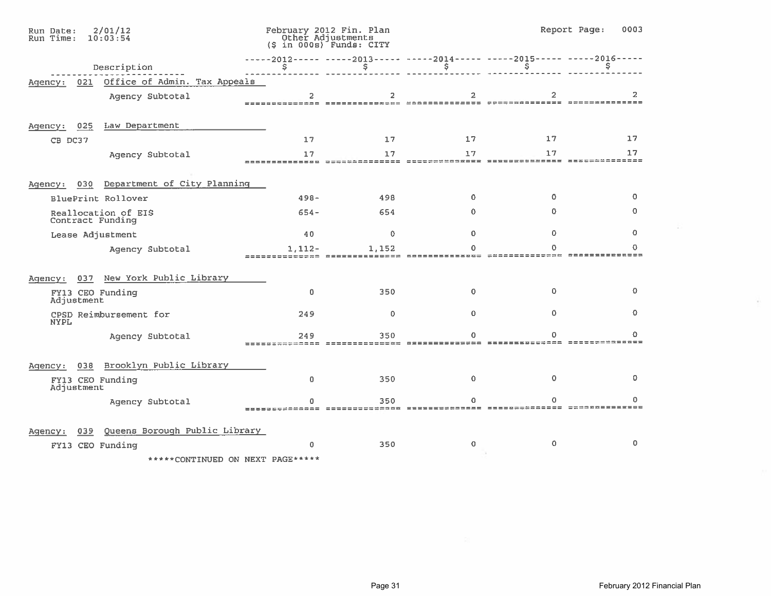Run Date: 2/01/12
Run Time: 10:03:54

February 2012 Fin. Plan
Other Adjustments
($ in 000s) Funds: CITY

Report Page: 0003

| Description | 2012 $ | 2013 $ | 2014 $ | 2015 $ | 2016 $ |
|---|---|---|---|---|---|
| **Agency: 021 Office of Admin. Tax Appeals** | | | | | |
| Agency Subtotal | 2 | 2 | 2 | 2 | 2 |
| **Agency: 025 Law Department** | | | | | |
| CB DC37 | 17 | 17 | 17 | 17 | 17 |
| Agency Subtotal | 17 | 17 | 17 | 17 | 17 |
| **Agency: 030 Department of City Planning** | | | | | |
| BluePrint Rollover | 498- | 498 | 0 | 0 | 0 |
| Reallocation of EIS Contract Funding | 654- | 654 | 0 | 0 | 0 |
| Lease Adjustment | 40 | 0 | 0 | 0 | 0 |
| Agency Subtotal | 1,112- | 1,152 | 0 | 0 | 0 |
| **Agency: 037 New York Public Library** | | | | | |
| FY13 CEO Funding Adjustment | 0 | 350 | 0 | 0 | 0 |
| CPSD Reimbursement for NYPL | 249 | 0 | 0 | 0 | 0 |
| Agency Subtotal | 249 | 350 | 0 | 0 | 0 |
| **Agency: 038 Brooklyn Public Library** | | | | | |
| FY13 CEO Funding Adjustment | 0 | 350 | 0 | 0 | 0 |
| Agency Subtotal | 0 | 350 | 0 | 0 | 0 |
| **Agency: 039 Queens Borough Public Library** | | | | | |
| FY13 CEO Funding | 0 | 350 | 0 | 0 | 0 |

*****CONTINUED ON NEXT PAGE*****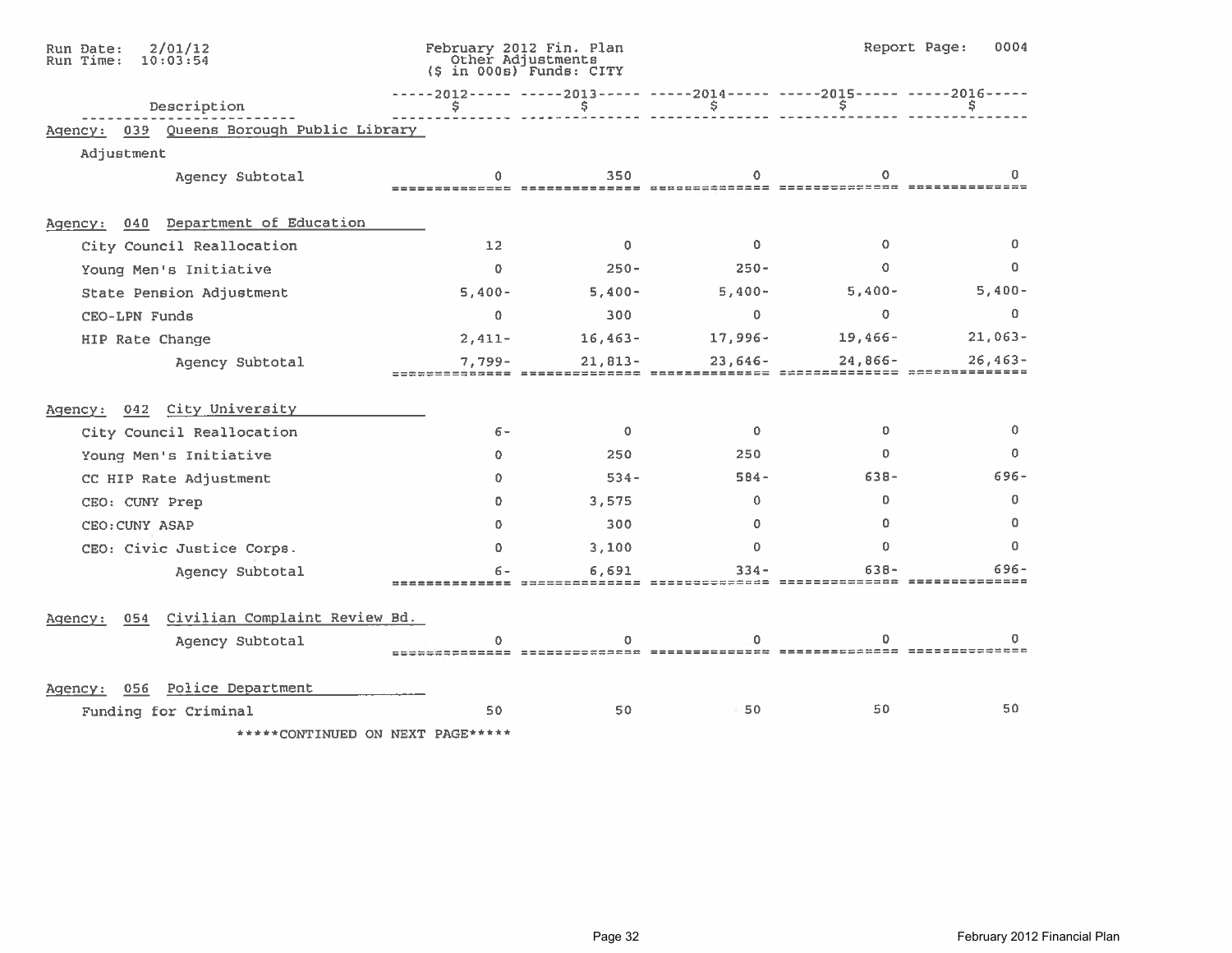Run Date: 2/01/12
Run Time: 10:03:54

February 2012 Fin. Plan
Other Adjustments
($ in 000s) Funds: CITY

Report Page: 0004

| Description | 2012 $ | 2013 $ | 2014 $ | 2015 $ | 2016 $ |
|---|---|---|---|---|---|
| **Agency: 039 Queens Borough Public Library** | | | | | |
| Adjustment | | | | | |
| Agency Subtotal | 0 | 350 | 0 | 0 | 0 |
| **Agency: 040 Department of Education** | | | | | |
| City Council Reallocation | 12 | 0 | 0 | 0 | 0 |
| Young Men's Initiative | 0 | 250- | 250- | 0 | 0 |
| State Pension Adjustment | 5,400- | 5,400- | 5,400- | 5,400- | 5,400- |
| CEO-LPN Funds | 0 | 300 | 0 | 0 | 0 |
| HIP Rate Change | 2,411- | 16,463- | 17,996- | 19,466- | 21,063- |
| Agency Subtotal | 7,799- | 21,813- | 23,646- | 24,866- | 26,463- |
| **Agency: 042 City University** | | | | | |
| City Council Reallocation | 6- | 0 | 0 | 0 | 0 |
| Young Men's Initiative | 0 | 250 | 250 | 0 | 0 |
| CC HIP Rate Adjustment | 0 | 534- | 584- | 638- | 696- |
| CEO: CUNY Prep | 0 | 3,575 | 0 | 0 | 0 |
| CEO:CUNY ASAP | 0 | 300 | 0 | 0 | 0 |
| CEO: Civic Justice Corps. | 0 | 3,100 | 0 | 0 | 0 |
| Agency Subtotal | 6- | 6,691 | 334- | 638- | 696- |
| **Agency: 054 Civilian Complaint Review Bd.** | | | | | |
| Agency Subtotal | 0 | 0 | 0 | 0 | 0 |
| **Agency: 056 Police Department** | | | | | |
| Funding for Criminal | 50 | 50 | 50 | 50 | 50 |

*****CONTINUED ON NEXT PAGE*****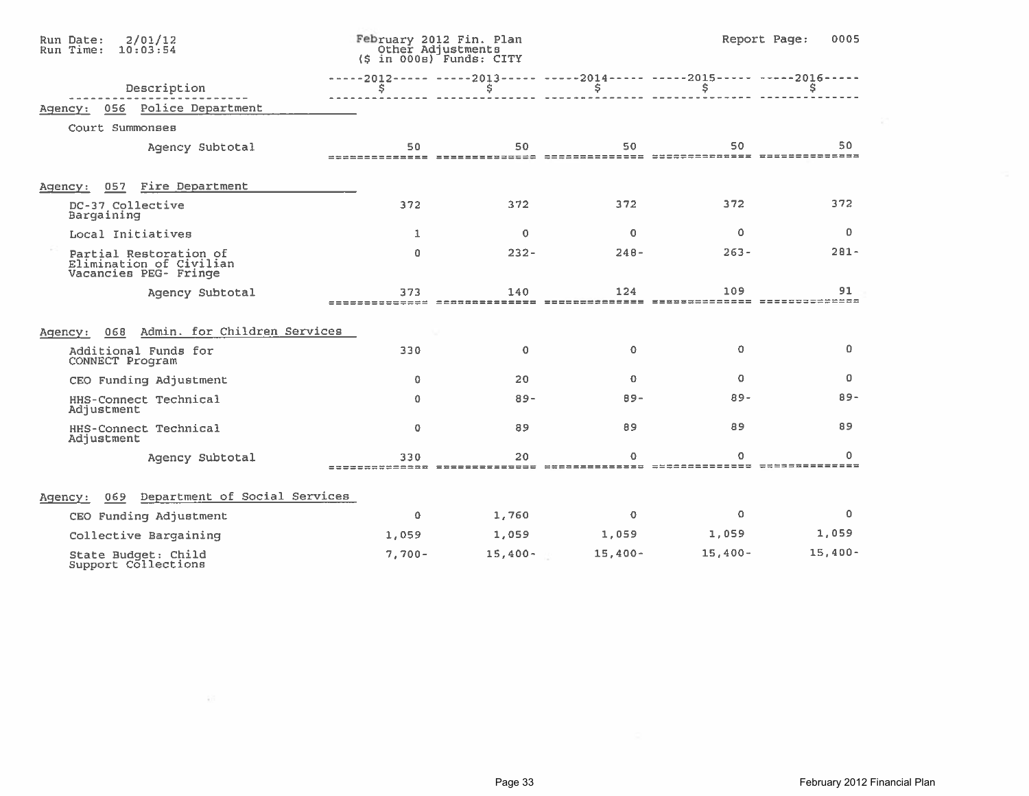Run Date: 2/01/12
Run Time: 10:03:54

February 2012 Fin. Plan
Other Adjustments
($ in 000s) Funds: CITY

| Description | 2012 $ | 2013 $ | 2014 $ | 2015 $ | 2016 $ |
|---|---|---|---|---|---|
| **Agency: 056 Police Department** | | | | | |
| Court Summonses | | | | | |
| Agency Subtotal | 50 | 50 | 50 | 50 | 50 |
| **Agency: 057 Fire Department** | | | | | |
| DC-37 Collective Bargaining | 372 | 372 | 372 | 372 | 372 |
| Local Initiatives | 1 | 0 | 0 | 0 | 0 |
| Partial Restoration of Elimination of Civilian Vacancies PEG- Fringe | 0 | 232- | 248- | 263- | 281- |
| Agency Subtotal | 373 | 140 | 124 | 109 | 91 |
| **Agency: 068 Admin. for Children Services** | | | | | |
| Additional Funds for CONNECT Program | 330 | 0 | 0 | 0 | 0 |
| CEO Funding Adjustment | 0 | 20 | 0 | 0 | 0 |
| HHS-Connect Technical Adjustment | 0 | 89- | 89- | 89- | 89- |
| HHS-Connect Technical Adjustment | 0 | 89 | 89 | 89 | 89 |
| Agency Subtotal | 330 | 20 | 0 | 0 | 0 |
| **Agency: 069 Department of Social Services** | | | | | |
| CEO Funding Adjustment | 0 | 1,760 | 0 | 0 | 0 |
| Collective Bargaining | 1,059 | 1,059 | 1,059 | 1,059 | 1,059 |
| State Budget: Child Support Collections | 7,700- | 15,400- | 15,400- | 15,400- | 15,400- |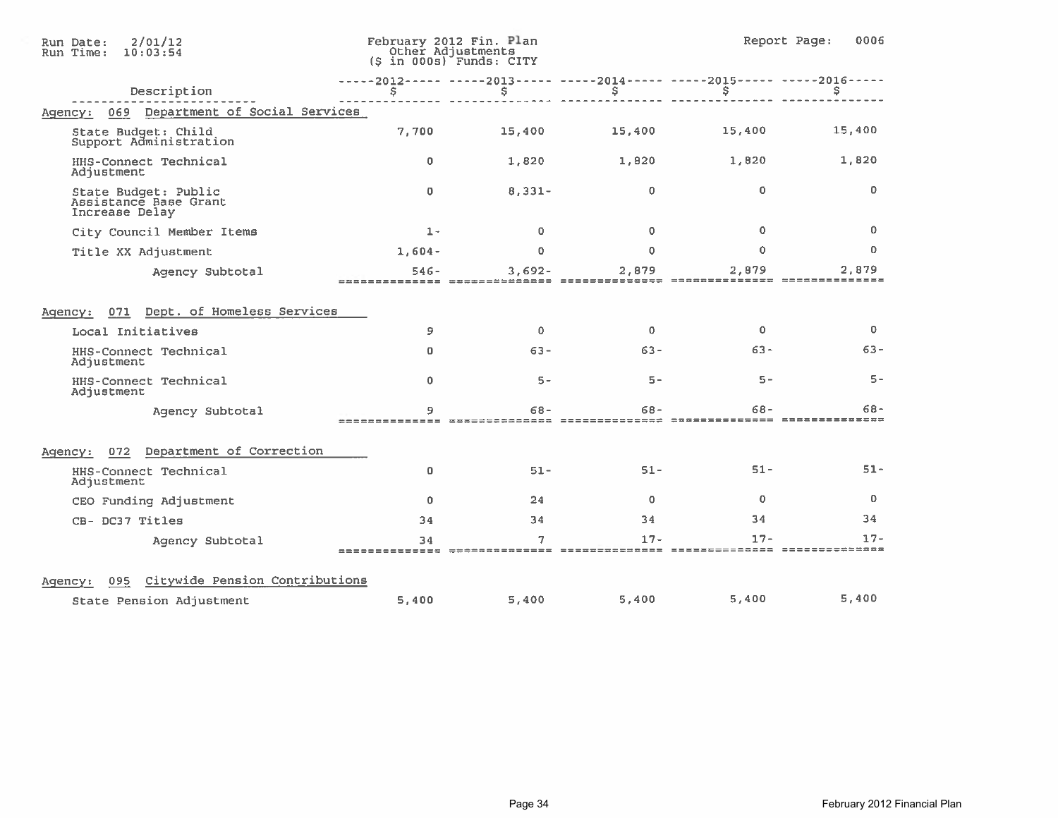Run Date: 2/01/12
Run Time: 10:03:54

February 2012 Fin. Plan
Other Adjustments
($ in 000s) Funds: CITY

Report Page: 0006

| Description | 2012 $ | 2013 $ | 2014 $ | 2015 $ | 2016 $ |
|---|---|---|---|---|---|
| **Agency: 069 Department of Social Services** | | | | | |
| State Budget: Child Support Administration | 7,700 | 15,400 | 15,400 | 15,400 | 15,400 |
| HHS-Connect Technical Adjustment | 0 | 1,820 | 1,820 | 1,820 | 1,820 |
| State Budget: Public Assistance Base Grant Increase Delay | 0 | 8,331- | 0 | 0 | 0 |
| City Council Member Items | 1- | 0 | 0 | 0 | 0 |
| Title XX Adjustment | 1,604- | 0 | 0 | 0 | 0 |
| Agency Subtotal | 546- | 3,692- | 2,879 | 2,879 | 2,879 |
| **Agency: 071 Dept. of Homeless Services** | | | | | |
| Local Initiatives | 9 | 0 | 0 | 0 | 0 |
| HHS-Connect Technical Adjustment | 0 | 63- | 63- | 63- | 63- |
| HHS-Connect Technical Adjustment | 0 | 5- | 5- | 5- | 5- |
| Agency Subtotal | 9 | 68- | 68- | 68- | 68- |
| **Agency: 072 Department of Correction** | | | | | |
| HHS-Connect Technical Adjustment | 0 | 51- | 51- | 51- | 51- |
| CEO Funding Adjustment | 0 | 24 | 0 | 0 | 0 |
| CB- DC37 Titles | 34 | 34 | 34 | 34 | 34 |
| Agency Subtotal | 34 | 7 | 17- | 17- | 17- |
| **Agency: 095 Citywide Pension Contributions** | | | | | |
| State Pension Adjustment | 5,400 | 5,400 | 5,400 | 5,400 | 5,400 |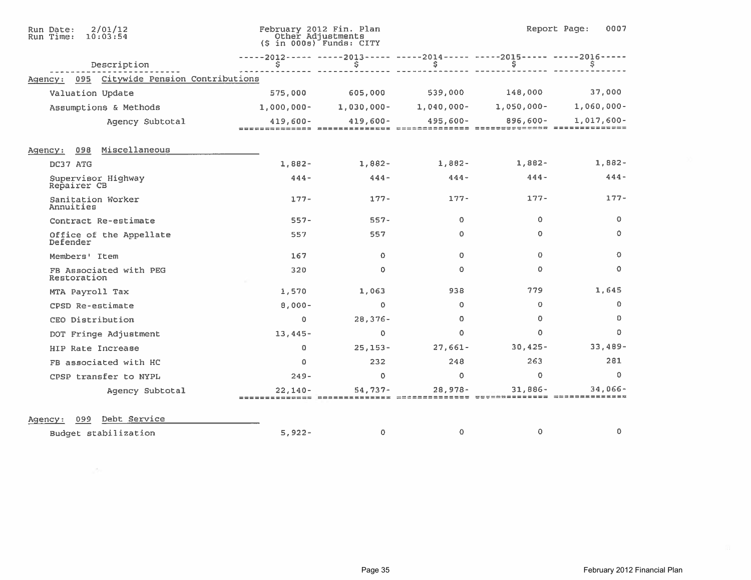February 2012 Fin. Plan
Other Adjustments
($ in 000s) Funds: CITY

| Description | 2012 $ | 2013 $ | 2014 $ | 2015 $ | 2016 $ |
|---|---|---|---|---|---|
| **Agency: 095 Citywide Pension Contributions** | | | | | |
| Valuation Update | 575,000 | 605,000 | 539,000 | 148,000 | 37,000 |
| Assumptions & Methods | 1,000,000- | 1,030,000- | 1,040,000- | 1,050,000- | 1,060,000- |
| Agency Subtotal | 419,600- | 419,600- | 495,600- | 896,600- | 1,017,600- |
| **Agency: 098 Miscellaneous** | | | | | |
| DC37 ATG | 1,882- | 1,882- | 1,882- | 1,882- | 1,882- |
| Supervisor Highway Repairer CB | 444- | 444- | 444- | 444- | 444- |
| Sanitation Worker Annuities | 177- | 177- | 177- | 177- | 177- |
| Contract Re-estimate | 557- | 557- | 0 | 0 | 0 |
| Office of the Appellate Defender | 557 | 557 | 0 | 0 | 0 |
| Members' Item | 167 | 0 | 0 | 0 | 0 |
| FB Associated with PEG Restoration | 320 | 0 | 0 | 0 | 0 |
| MTA Payroll Tax | 1,570 | 1,063 | 938 | 779 | 1,645 |
| CPSD Re-estimate | 8,000- | 0 | 0 | 0 | 0 |
| CEO Distribution | 0 | 28,376- | 0 | 0 | 0 |
| DOT Fringe Adjustment | 13,445- | 0 | 0 | 0 | 0 |
| HIP Rate Increase | 0 | 25,153- | 27,661- | 30,425- | 33,489- |
| FB associated with HC | 0 | 232 | 248 | 263 | 281 |
| CPSP transfer to NYPL | 249- | 0 | 0 | 0 | 0 |
| Agency Subtotal | 22,140- | 54,737- | 28,978- | 31,886- | 34,066- |
| **Agency: 099 Debt Service** | | | | | |
| Budget stabilization | 5,922- | 0 | 0 | 0 | 0 |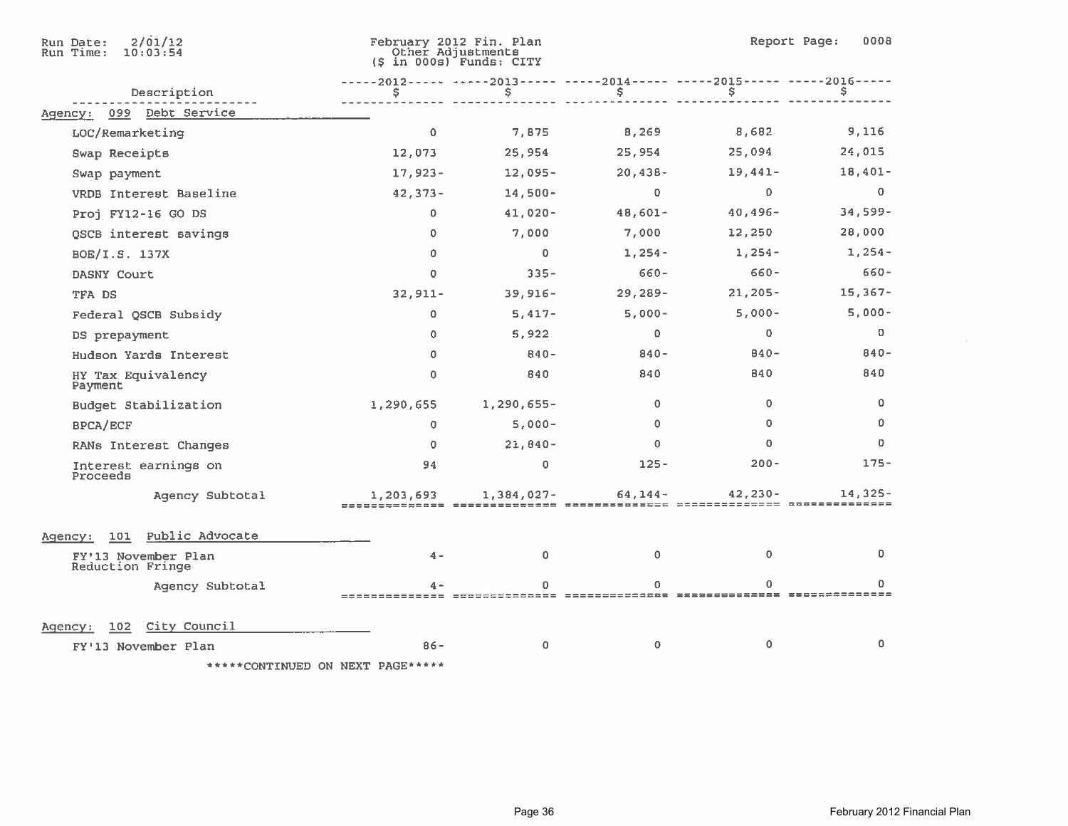Run Date: 2/01/12
Run Time: 10:03:54

February 2012 Fin. Plan
Other Adjustments
($ in 000s) Funds: CITY

Report Page: 0008

| Description | 2012 $ | 2013 $ | 2014 $ | 2015 $ | 2016 $ |
|---|---|---|---|---|---|
| **Agency: 099 Debt Service** | | | | | |
| LOC/Remarketing | 0 | 7,875 | 8,269 | 8,682 | 9,116 |
| Swap Receipts | 12,073 | 25,954 | 25,954 | 25,094 | 24,015 |
| Swap payment | 17,923- | 12,095- | 20,438- | 19,441- | 18,401- |
| VRDB Interest Baseline | 42,373- | 14,500- | 0 | 0 | 0 |
| Proj FY12-16 GO DS | 0 | 41,020- | 48,601- | 40,496- | 34,599- |
| QSCB interest savings | 0 | 7,000 | 7,000 | 12,250 | 28,000 |
| BOE/I.S. 137X | 0 | 0 | 1,254- | 1,254- | 1,254- |
| DASNY Court | 0 | 335- | 660- | 660- | 660- |
| TFA DS | 32,911- | 39,916- | 29,289- | 21,205- | 15,367- |
| Federal QSCB Subsidy | 0 | 5,417- | 5,000- | 5,000- | 5,000- |
| DS prepayment | 0 | 5,922 | 0 | 0 | 0 |
| Hudson Yards Interest | 0 | 840- | 840- | 840- | 840- |
| HY Tax Equivalency Payment | 0 | 840 | 840 | 840 | 840 |
| Budget Stabilization | 1,290,655 | 1,290,655- | 0 | 0 | 0 |
| BPCA/ECF | 0 | 5,000- | 0 | 0 | 0 |
| RANs Interest Changes | 0 | 21,840- | 0 | 0 | 0 |
| Interest earnings on Proceeds | 94 | 0 | 125- | 200- | 175- |
| Agency Subtotal | 1,203,693 | 1,384,027- | 64,144- | 42,230- | 14,325- |
| **Agency: 101 Public Advocate** | | | | | |
| FY'13 November Plan Reduction Fringe | 4- | 0 | 0 | 0 | 0 |
| Agency Subtotal | 4- | 0 | 0 | 0 | 0 |
| **Agency: 102 City Council** | | | | | |
| FY'13 November Plan | 86- | 0 | 0 | 0 | 0 |

*****CONTINUED ON NEXT PAGE*****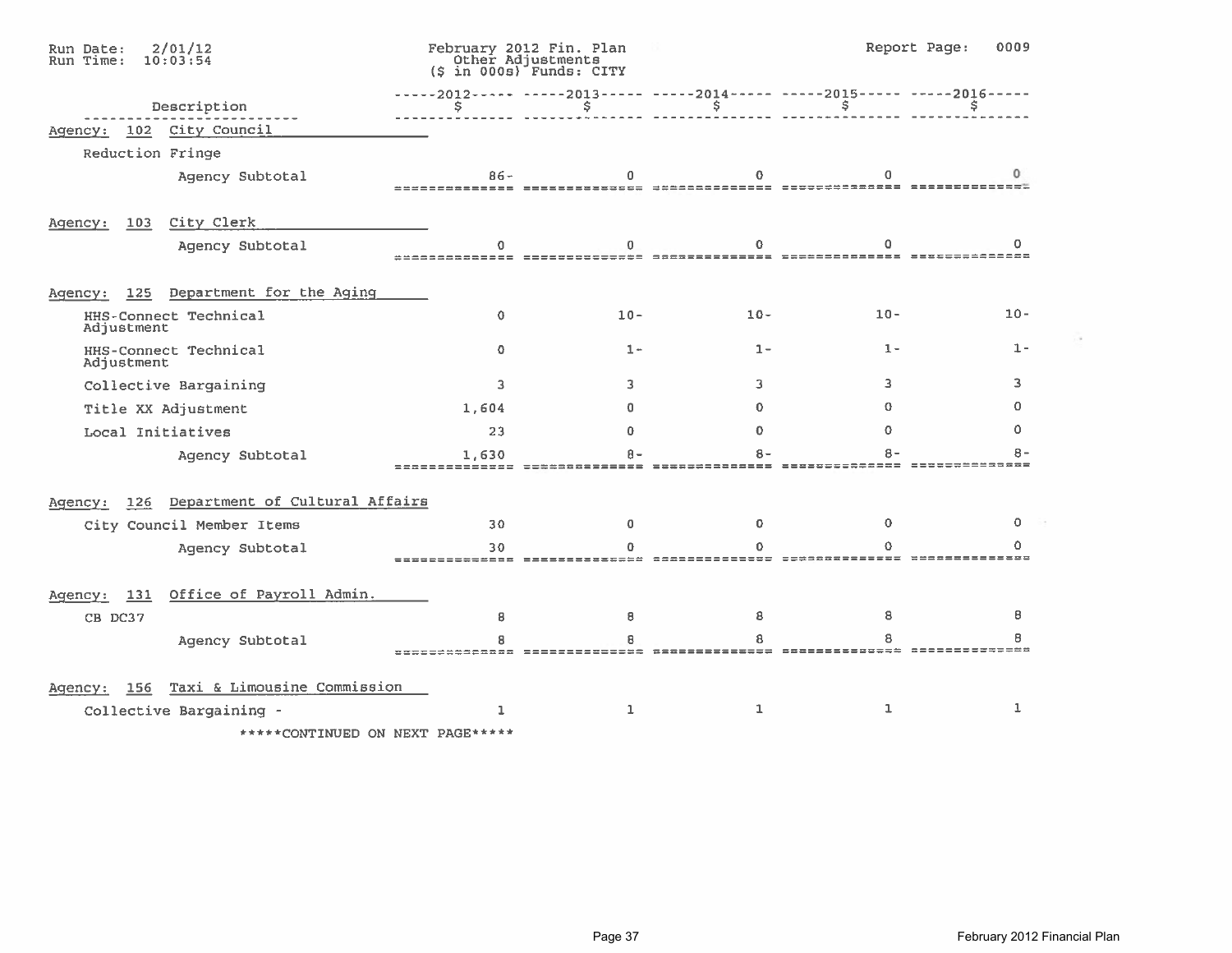Run Date: 2/01/12
Run Time: 10:03:54

February 2012 Fin. Plan
Other Adjustments
($ in 000s) Funds: CITY

| Description | 2012 $ | 2013 $ | 2014 $ | 2015 $ | 2016 $ |
|---|---|---|---|---|---|
| **Agency: 102 City Council** | | | | | |
| Reduction Fringe | | | | | |
| Agency Subtotal | 86- | 0 | 0 | 0 | 0 |
| **Agency: 103 City Clerk** | | | | | |
| Agency Subtotal | 0 | 0 | 0 | 0 | 0 |
| **Agency: 125 Department for the Aging** | | | | | |
| HHS-Connect Technical Adjustment | 0 | 10- | 10- | 10- | 10- |
| HHS-Connect Technical Adjustment | 0 | 1- | 1- | 1- | 1- |
| Collective Bargaining | 3 | 3 | 3 | 3 | 3 |
| Title XX Adjustment | 1,604 | 0 | 0 | 0 | 0 |
| Local Initiatives | 23 | 0 | 0 | 0 | 0 |
| Agency Subtotal | 1,630 | 8- | 8- | 8- | 8- |
| **Agency: 126 Department of Cultural Affairs** | | | | | |
| City Council Member Items | 30 | 0 | 0 | 0 | 0 |
| Agency Subtotal | 30 | 0 | 0 | 0 | 0 |
| **Agency: 131 Office of Payroll Admin.** | | | | | |
| CB DC37 | 8 | 8 | 8 | 8 | 8 |
| Agency Subtotal | 8 | 8 | 8 | 8 | 8 |
| **Agency: 156 Taxi & Limousine Commission** | | | | | |
| Collective Bargaining - | 1 | 1 | 1 | 1 | 1 |

*****CONTINUED ON NEXT PAGE*****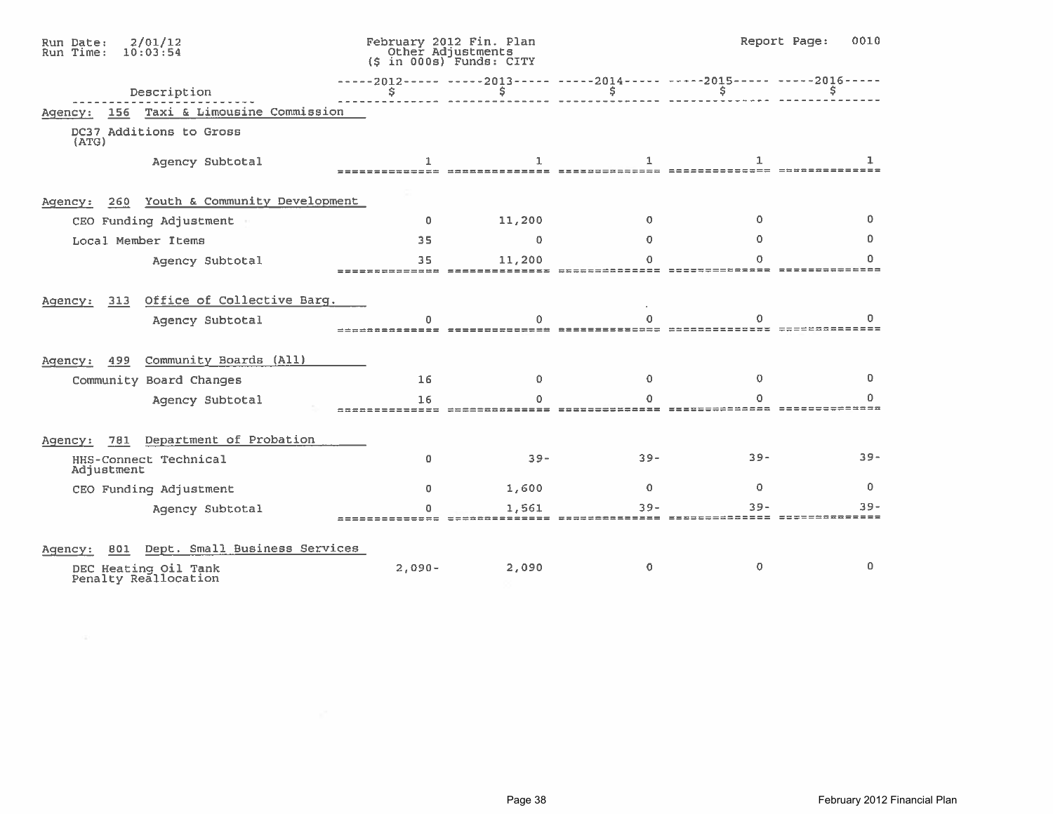Run Date: 2/01/12
Run Time: 10:03:54

February 2012 Fin. Plan
Other Adjustments
($ in 000s) Funds: CITY

Report Page: 0010

| Description | 2012 $ | 2013 $ | 2014 $ | 2015 $ | 2016 $ |
|---|---|---|---|---|---|
| **Agency: 156 Taxi & Limousine Commission** | | | | | |
| DC37 Additions to Gross (ATG) | | | | | |
| Agency Subtotal | 1 | 1 | 1 | 1 | 1 |
| **Agency: 260 Youth & Community Development** | | | | | |
| CEO Funding Adjustment | 0 | 11,200 | 0 | 0 | 0 |
| Local Member Items | 35 | 0 | 0 | 0 | 0 |
| Agency Subtotal | 35 | 11,200 | 0 | 0 | 0 |
| **Agency: 313 Office of Collective Barg.** | | | | | |
| Agency Subtotal | 0 | 0 | 0 | 0 | 0 |
| **Agency: 499 Community Boards (All)** | | | | | |
| Community Board Changes | 16 | 0 | 0 | 0 | 0 |
| Agency Subtotal | 16 | 0 | 0 | 0 | 0 |
| **Agency: 781 Department of Probation** | | | | | |
| HHS-Connect Technical Adjustment | 0 | 39- | 39- | 39- | 39- |
| CEO Funding Adjustment | 0 | 1,600 | 0 | 0 | 0 |
| Agency Subtotal | 0 | 1,561 | 39- | 39- | 39- |
| **Agency: 801 Dept. Small Business Services** | | | | | |
| DEC Heating Oil Tank Penalty Reallocation | 2,090- | 2,090 | 0 | 0 | 0 |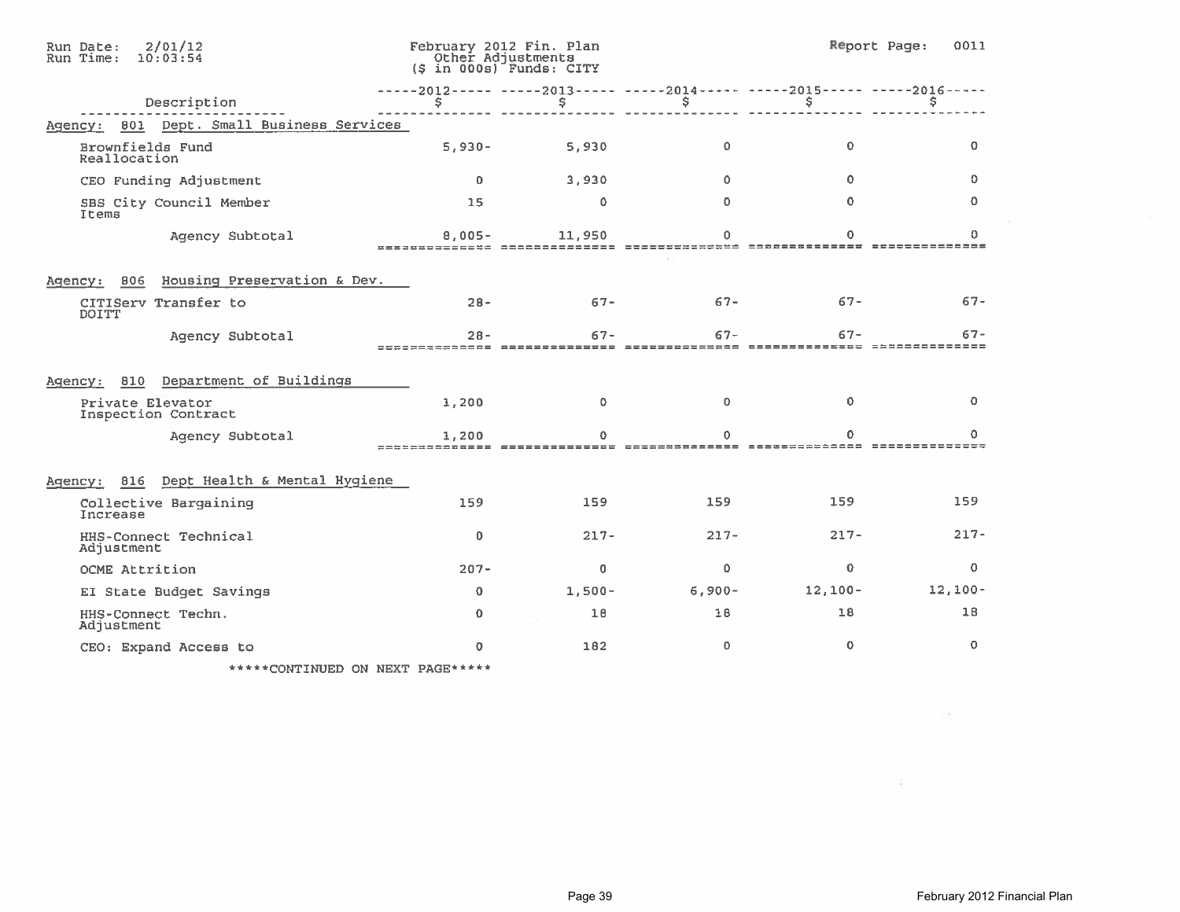February 2012 Fin. Plan
Other Adjustments
($ in 000s) Funds: CITY

| Description | 2012 $ | 2013 $ | 2014 $ | 2015 $ | 2016 $ |
|---|---|---|---|---|---|
| **Agency: 801 Dept. Small Business Services** | | | | | |
| Brownfields Fund Reallocation | 5,930- | 5,930 | 0 | 0 | 0 |
| CEO Funding Adjustment | 0 | 3,930 | 0 | 0 | 0 |
| SBS City Council Member Items | 15 | 0 | 0 | 0 | 0 |
| Agency Subtotal | 8,005- | 11,950 | 0 | 0 | 0 |
| **Agency: 806 Housing Preservation & Dev.** | | | | | |
| CITIServ Transfer to DOITT | 28- | 67- | 67- | 67- | 67- |
| Agency Subtotal | 28- | 67- | 67- | 67- | 67- |
| **Agency: 810 Department of Buildings** | | | | | |
| Private Elevator Inspection Contract | 1,200 | 0 | 0 | 0 | 0 |
| Agency Subtotal | 1,200 | 0 | 0 | 0 | 0 |
| **Agency: 816 Dept Health & Mental Hygiene** | | | | | |
| Collective Bargaining Increase | 159 | 159 | 159 | 159 | 159 |
| HHS-Connect Technical Adjustment | 0 | 217- | 217- | 217- | 217- |
| OCME Attrition | 207- | 0 | 0 | 0 | 0 |
| EI State Budget Savings | 0 | 1,500- | 6,900- | 12,100- | 12,100- |
| HHS-Connect Techn. Adjustment | 0 | 18 | 18 | 18 | 18 |
| CEO: Expand Access to | 0 | 182 | 0 | 0 | 0 |

*****CONTINUED ON NEXT PAGE*****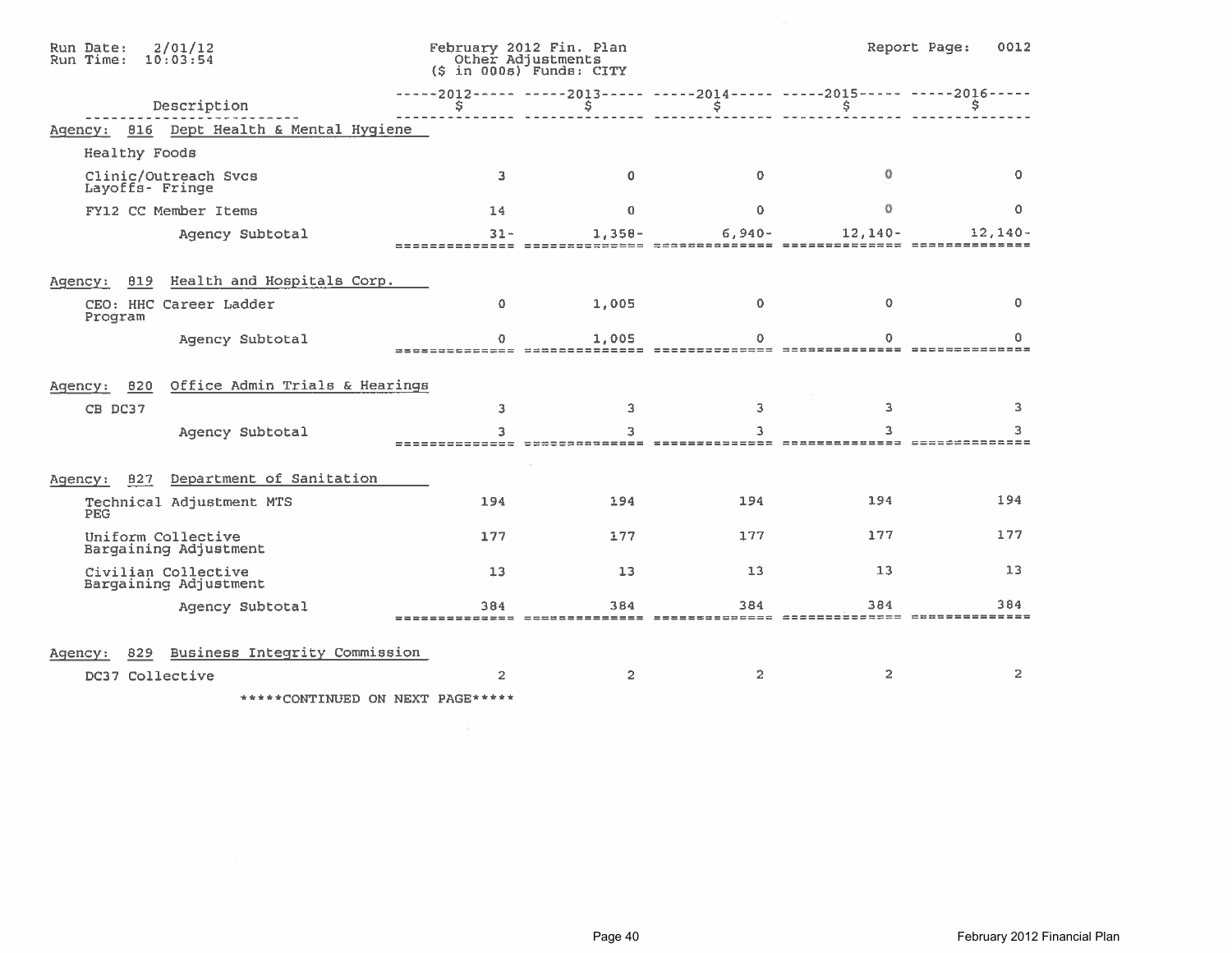February 2012 Fin. Plan
Other Adjustments
($ in 000s) Funds: CITY

| Description | 2012 $ | 2013 $ | 2014 $ | 2015 $ | 2016 $ |
|---|---|---|---|---|---|
| **Agency: 816 Dept Health & Mental Hygiene** | | | | | |
| Healthy Foods | | | | | |
| Clinic/Outreach Svcs Layoffs- Fringe | 3 | 0 | 0 | 0 | 0 |
| FY12 CC Member Items | 14 | 0 | 0 | 0 | 0 |
| Agency Subtotal | 31- | 1,358- | 6,940- | 12,140- | 12,140- |
| **Agency: 819 Health and Hospitals Corp.** | | | | | |
| CEO: HHC Career Ladder Program | 0 | 1,005 | 0 | 0 | 0 |
| Agency Subtotal | 0 | 1,005 | 0 | 0 | 0 |
| **Agency: 820 Office Admin Trials & Hearings** | | | | | |
| CB DC37 | 3 | 3 | 3 | 3 | 3 |
| Agency Subtotal | 3 | 3 | 3 | 3 | 3 |
| **Agency: 827 Department of Sanitation** | | | | | |
| Technical Adjustment MTS PEG | 194 | 194 | 194 | 194 | 194 |
| Uniform Collective Bargaining Adjustment | 177 | 177 | 177 | 177 | 177 |
| Civilian Collective Bargaining Adjustment | 13 | 13 | 13 | 13 | 13 |
| Agency Subtotal | 384 | 384 | 384 | 384 | 384 |
| **Agency: 829 Business Integrity Commission** | | | | | |
| DC37 Collective | 2 | 2 | 2 | 2 | 2 |

*****CONTINUED ON NEXT PAGE*****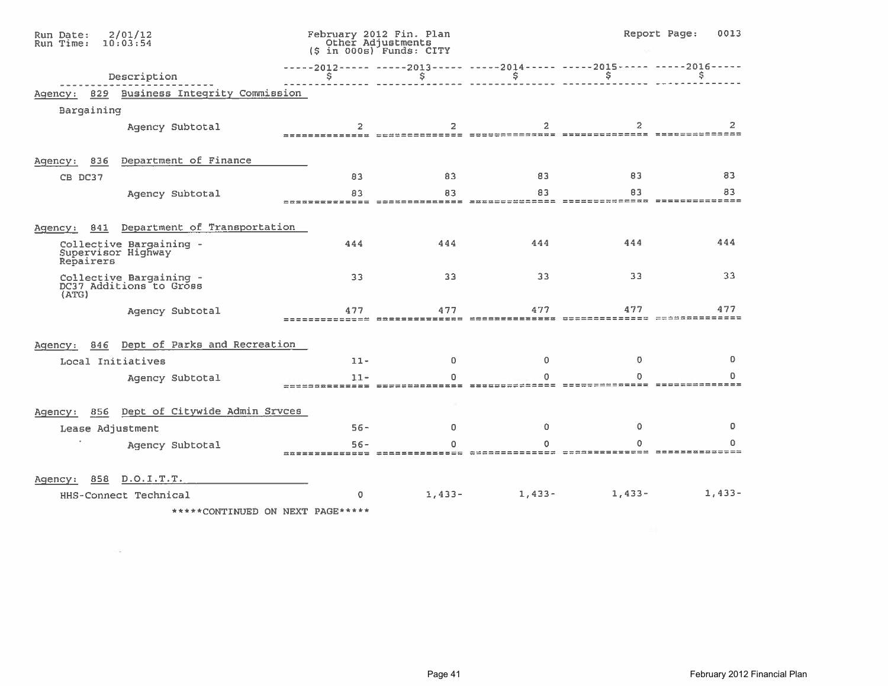Run Date: 2/01/12
Run Time: 10:03:54

February 2012 Fin. Plan
Other Adjustments
($ in 000s) Funds: CITY

Report Page: 0013

| Description | 2012 $ | 2013 $ | 2014 $ | 2015 $ | 2016 $ |
|---|---|---|---|---|---|
| **Agency: 829 Business Integrity Commission** | | | | | |
| Bargaining | | | | | |
| Agency Subtotal | 2 | 2 | 2 | 2 | 2 |
| **Agency: 836 Department of Finance** | | | | | |
| CB DC37 | 83 | 83 | 83 | 83 | 83 |
| Agency Subtotal | 83 | 83 | 83 | 83 | 83 |
| **Agency: 841 Department of Transportation** | | | | | |
| Collective Bargaining - Supervisor Highway Repairers | 444 | 444 | 444 | 444 | 444 |
| Collective Bargaining - DC37 Additions to Gross (ATG) | 33 | 33 | 33 | 33 | 33 |
| Agency Subtotal | 477 | 477 | 477 | 477 | 477 |
| **Agency: 846 Dept of Parks and Recreation** | | | | | |
| Local Initiatives | 11- | 0 | 0 | 0 | 0 |
| Agency Subtotal | 11- | 0 | 0 | 0 | 0 |
| **Agency: 856 Dept of Citywide Admin Srvces** | | | | | |
| Lease Adjustment | 56- | 0 | 0 | 0 | 0 |
| Agency Subtotal | 56- | 0 | 0 | 0 | 0 |
| **Agency: 858 D.O.I.T.T.** | | | | | |
| HHS-Connect Technical | 0 | 1,433- | 1,433- | 1,433- | 1,433- |

*****CONTINUED ON NEXT PAGE*****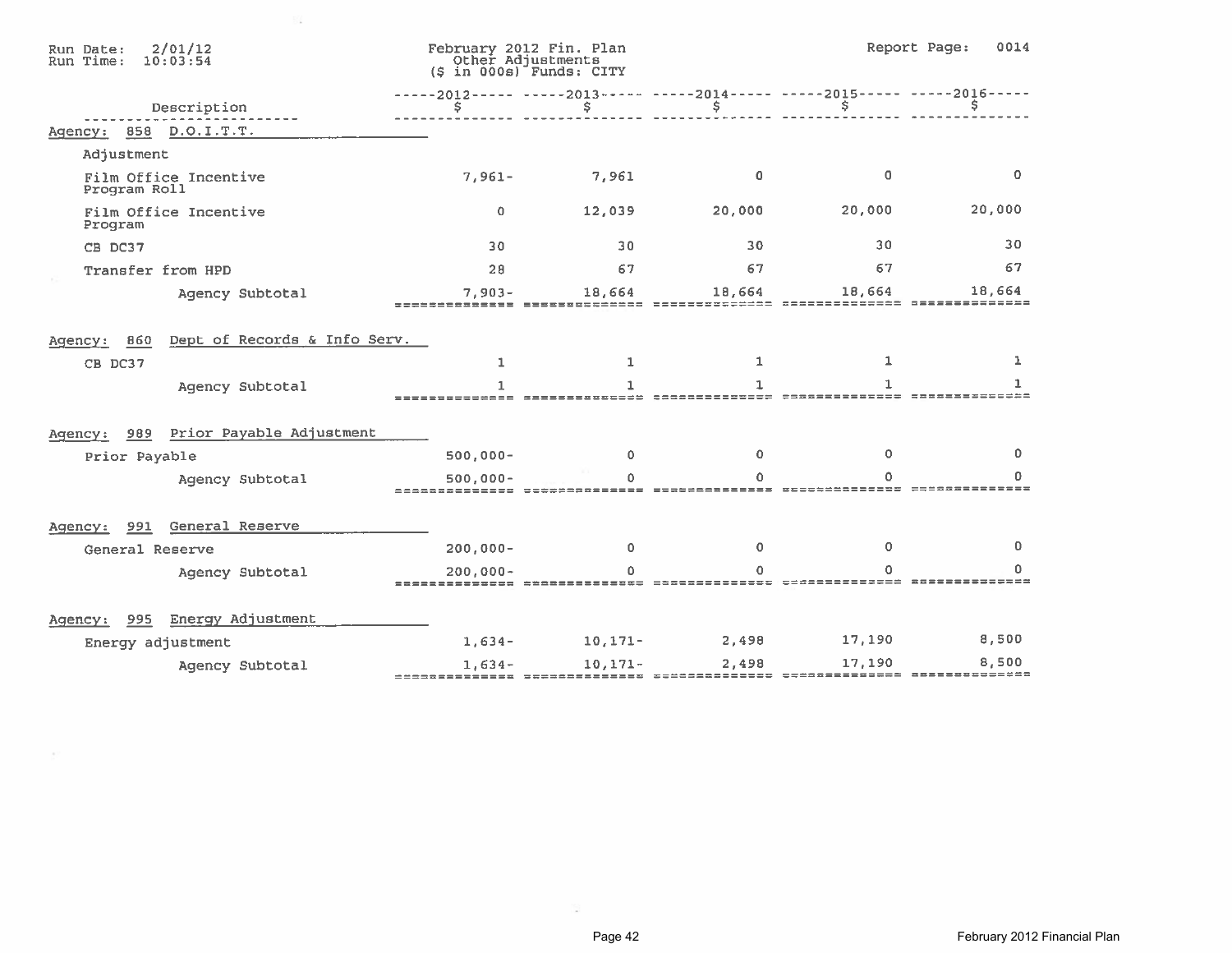February 2012 Fin. Plan
Other Adjustments
($ in 000s) Funds: CITY

| Description | 2012 $ | 2013 $ | 2014 $ | 2015 $ | 2016 $ |
|---|---|---|---|---|---|
| **Agency: 858 D.O.I.T.T.** | | | | | |
| Adjustment | | | | | |
| Film Office Incentive Program Roll | 7,961- | 7,961 | 0 | 0 | 0 |
| Film Office Incentive Program | 0 | 12,039 | 20,000 | 20,000 | 20,000 |
| CB DC37 | 30 | 30 | 30 | 30 | 30 |
| Transfer from HPD | 28 | 67 | 67 | 67 | 67 |
| Agency Subtotal | 7,903- | 18,664 | 18,664 | 18,664 | 18,664 |
| **Agency: 860 Dept of Records & Info Serv.** | | | | | |
| CB DC37 | 1 | 1 | 1 | 1 | 1 |
| Agency Subtotal | 1 | 1 | 1 | 1 | 1 |
| **Agency: 989 Prior Payable Adjustment** | | | | | |
| Prior Payable | 500,000- | 0 | 0 | 0 | 0 |
| Agency Subtotal | 500,000- | 0 | 0 | 0 | 0 |
| **Agency: 991 General Reserve** | | | | | |
| General Reserve | 200,000- | 0 | 0 | 0 | 0 |
| Agency Subtotal | 200,000- | 0 | 0 | 0 | 0 |
| **Agency: 995 Energy Adjustment** | | | | | |
| Energy adjustment | 1,634- | 10,171- | 2,498 | 17,190 | 8,500 |
| Agency Subtotal | 1,634- | 10,171- | 2,498 | 17,190 | 8,500 |